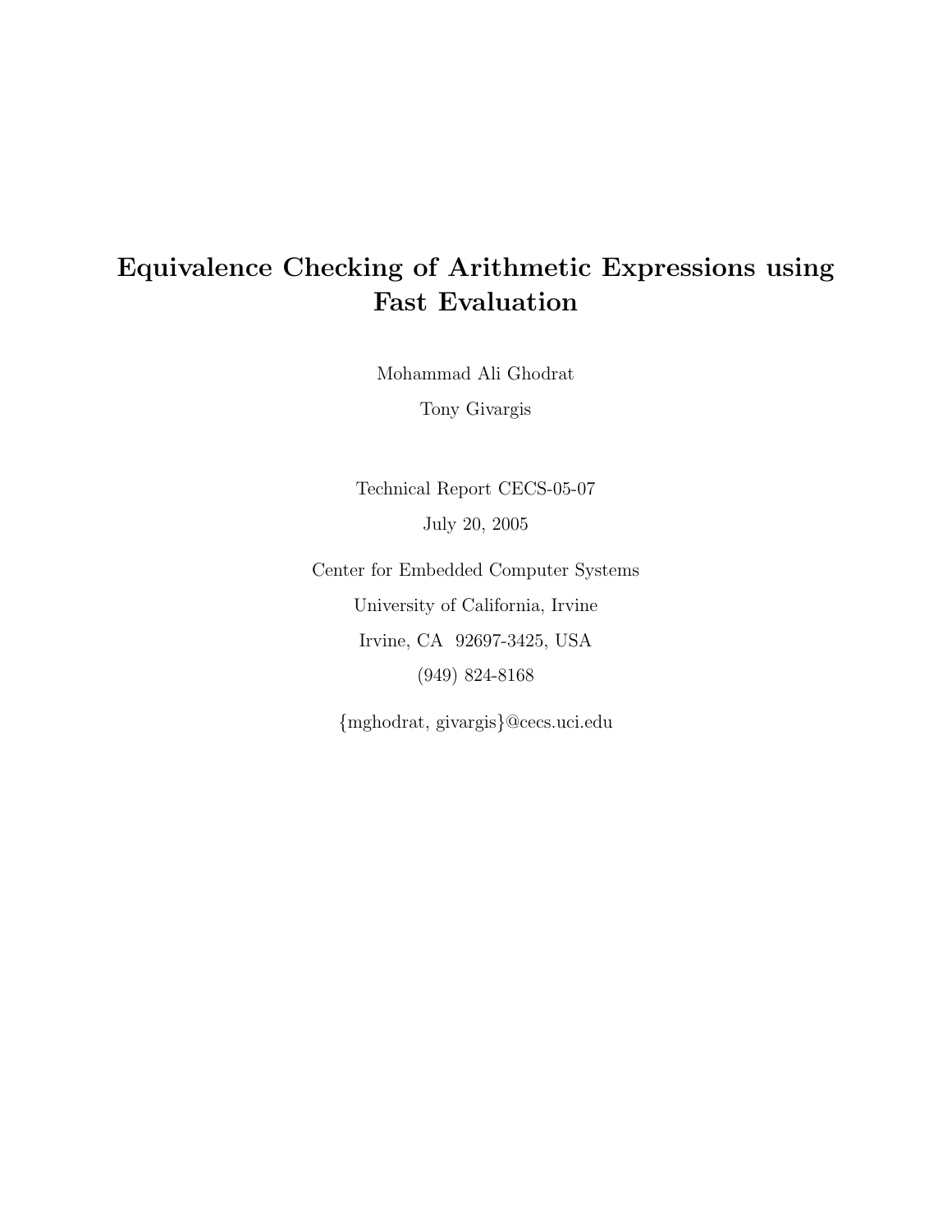# Equivalence Checking of Arithmetic Expressions using Fast Evaluation

Mohammad Ali Ghodrat

Tony Givargis

Technical Report CECS-05-07

July 20, 2005

Center for Embedded Computer Systems

University of California, Irvine

Irvine, CA 92697-3425, USA

(949) 824-8168

{mghodrat, givargis}@cecs.uci.edu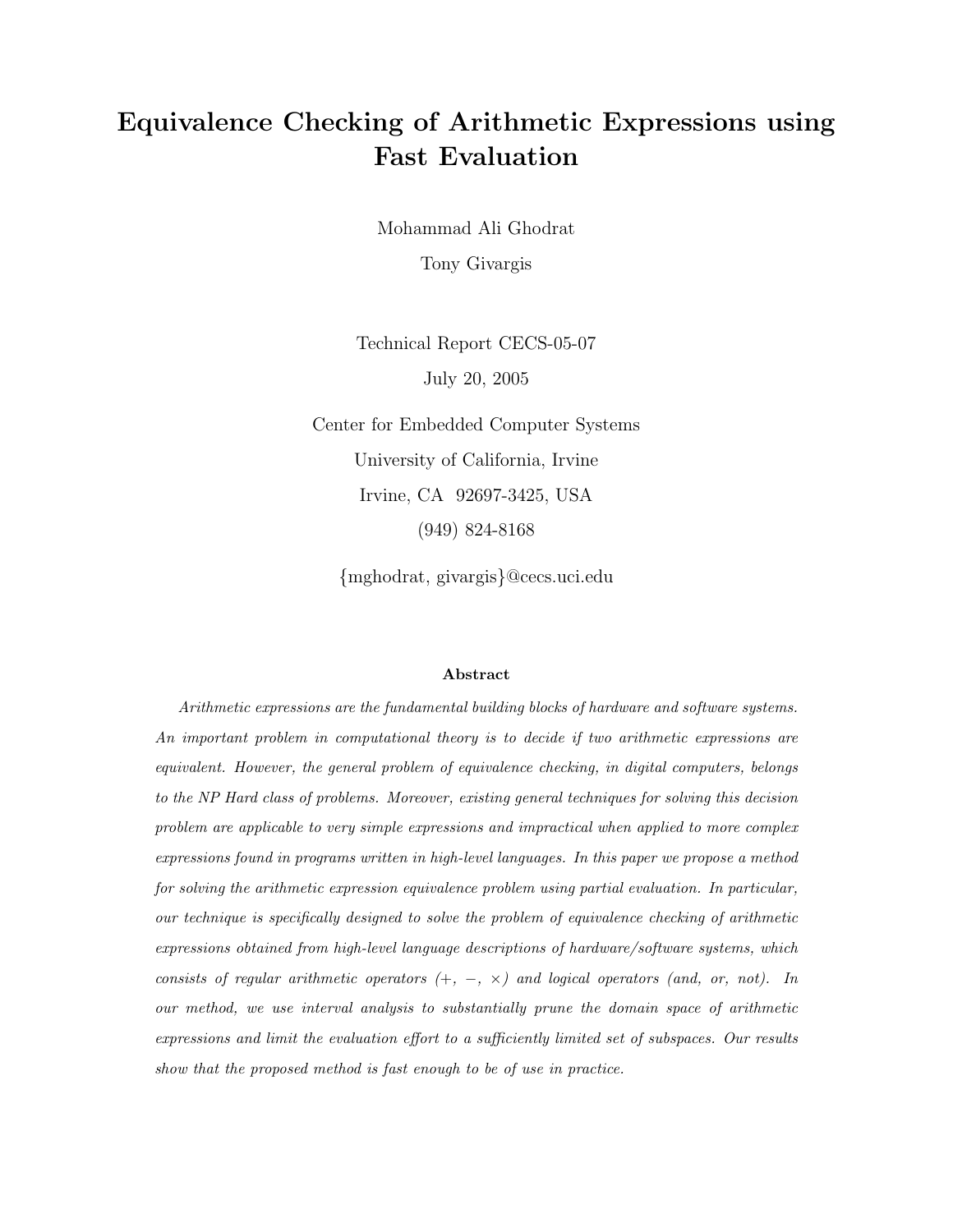# Equivalence Checking of Arithmetic Expressions using Fast Evaluation

Mohammad Ali Ghodrat

Tony Givargis

Technical Report CECS-05-07

July 20, 2005

Center for Embedded Computer Systems

University of California, Irvine

Irvine, CA 92697-3425, USA

(949) 824-8168

{mghodrat, givargis}@cecs.uci.edu

**Abstract**

*Arithmetic expressions are the fundamental building blocks of hardware and software systems. An important problem in computational theory is to decide if two arithmetic expressions are equivalent. However, the general problem of equivalence checking, in digital computers, belongs to the NP Hard class of problems. Moreover, existing general techniques for solving this decision problem are applicable to very simple expressions and impractical when applied to more complex expressions found in programs written in high-level languages. In this paper we propose a method for solving the arithmetic expression equivalence problem using partial evaluation. In particular, our technique is specifically designed to solve the problem of equivalence checking of arithmetic expressions obtained from high-level language descriptions of hardware/software systems, which consists of regular arithmetic operators (+, −, ×) and logical operators (and, or, not). In our method, we use interval analysis to substantially prune the domain space of arithmetic expressions and limit the evaluation effort to a sufficiently limited set of subspaces. Our results show that the proposed method is fast enough to be of use in practice.*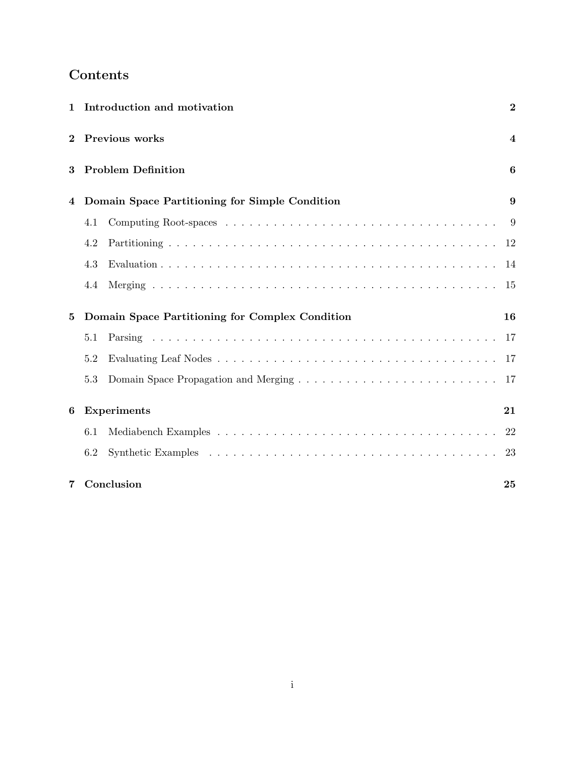# Contents

| | | |
|---|---|---|
| **1** | **Introduction and motivation** | **2** |
| **2** | **Previous works** | **4** |
| **3** | **Problem Definition** | **6** |
| **4** | **Domain Space Partitioning for Simple Condition** | **9** |
| | 4.1 Computing Root-spaces | 9 |
| | 4.2 Partitioning | 12 |
| | 4.3 Evaluation | 14 |
| | 4.4 Merging | 15 |
| **5** | **Domain Space Partitioning for Complex Condition** | **16** |
| | 5.1 Parsing | 17 |
| | 5.2 Evaluating Leaf Nodes | 17 |
| | 5.3 Domain Space Propagation and Merging | 17 |
| **6** | **Experiments** | **21** |
| | 6.1 Mediabench Examples | 22 |
| | 6.2 Synthetic Examples | 23 |
| **7** | **Conclusion** | **25** |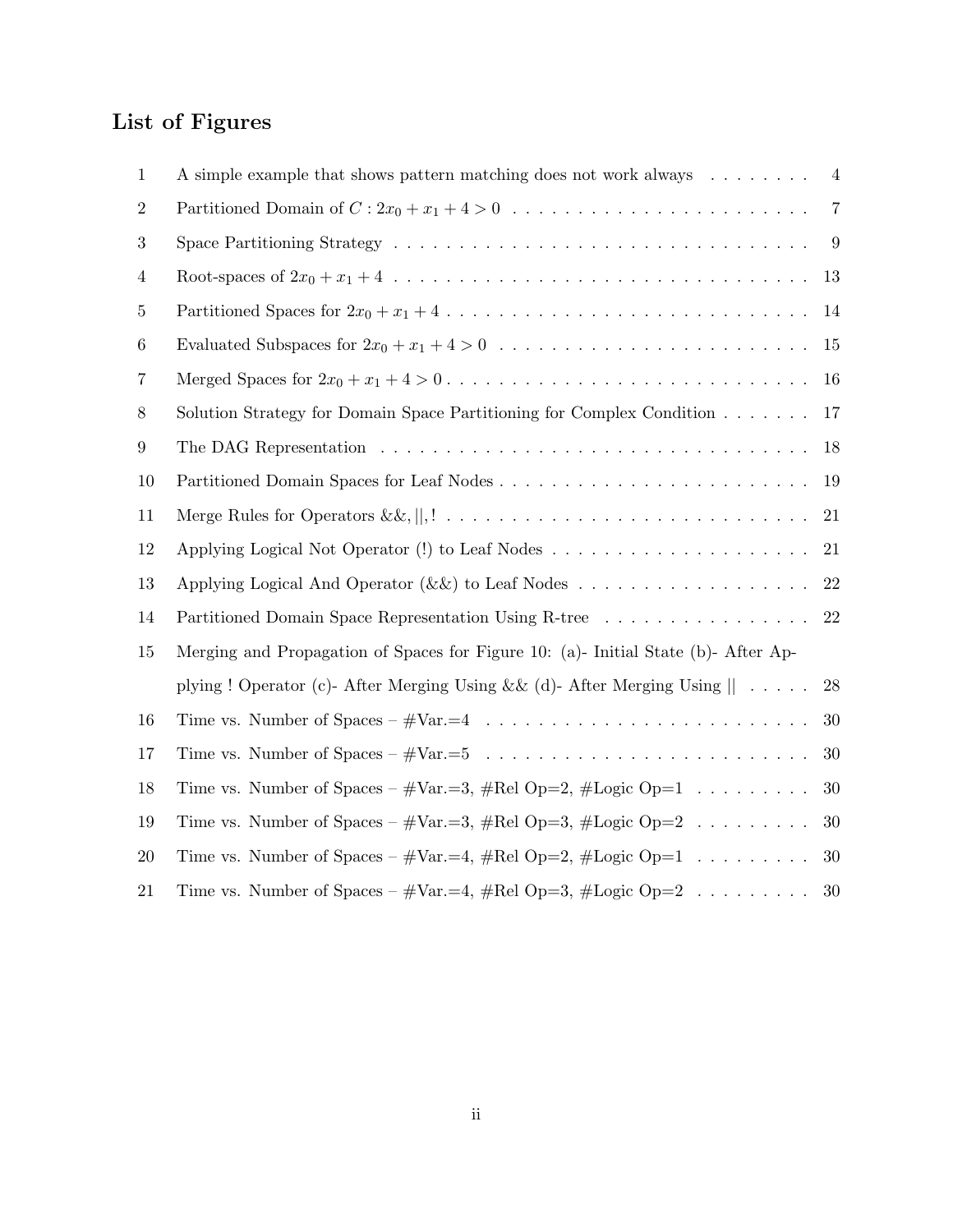# List of Figures

| | | |
|---|---|---|
| 1 | A simple example that shows pattern matching does not work always | 4 |
| 2 | Partitioned Domain of $C : 2x_0 + x_1 + 4 > 0$ | 7 |
| 3 | Space Partitioning Strategy | 9 |
| 4 | Root-spaces of $2x_0 + x_1 + 4$ | 13 |
| 5 | Partitioned Spaces for $2x_0 + x_1 + 4$ | 14 |
| 6 | Evaluated Subspaces for $2x_0 + x_1 + 4 > 0$ | 15 |
| 7 | Merged Spaces for $2x_0 + x_1 + 4 > 0$ | 16 |
| 8 | Solution Strategy for Domain Space Partitioning for Complex Condition | 17 |
| 9 | The DAG Representation | 18 |
| 10 | Partitioned Domain Spaces for Leaf Nodes | 19 |
| 11 | Merge Rules for Operators $\&\&, \|\|, !$ | 21 |
| 12 | Applying Logical Not Operator (!) to Leaf Nodes | 21 |
| 13 | Applying Logical And Operator (&&) to Leaf Nodes | 22 |
| 14 | Partitioned Domain Space Representation Using R-tree | 22 |
| 15 | Merging and Propagation of Spaces for Figure 10: (a)- Initial State (b)- After Applying ! Operator (c)- After Merging Using && (d)- After Merging Using \|\| | 28 |
| 16 | Time vs. Number of Spaces – #Var.=4 | 30 |
| 17 | Time vs. Number of Spaces – #Var.=5 | 30 |
| 18 | Time vs. Number of Spaces – #Var.=3, #Rel Op=2, #Logic Op=1 | 30 |
| 19 | Time vs. Number of Spaces – #Var.=3, #Rel Op=3, #Logic Op=2 | 30 |
| 20 | Time vs. Number of Spaces – #Var.=4, #Rel Op=2, #Logic Op=1 | 30 |
| 21 | Time vs. Number of Spaces – #Var.=4, #Rel Op=3, #Logic Op=2 | 30 |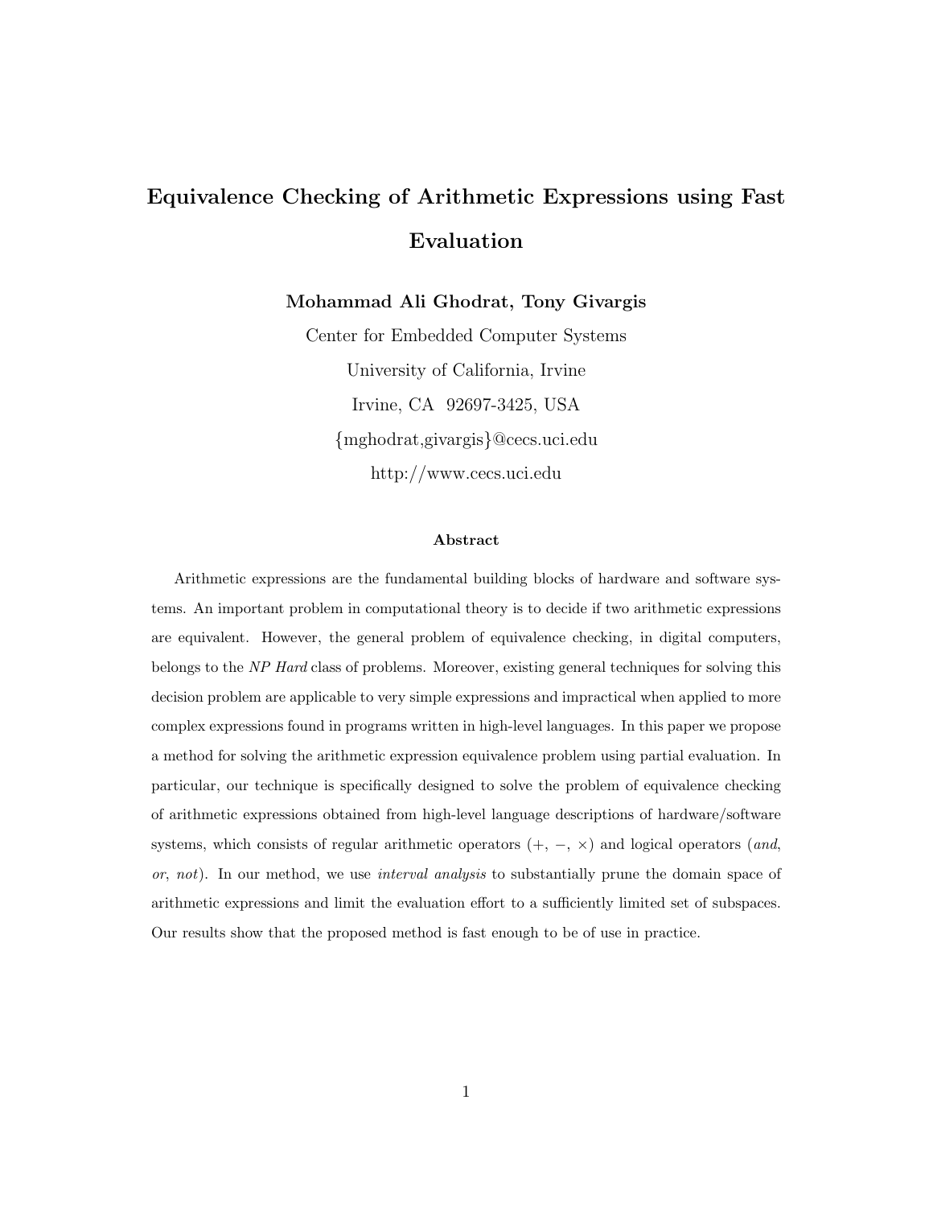# Equivalence Checking of Arithmetic Expressions using Fast Evaluation

**Mohammad Ali Ghodrat, Tony Givargis**

Center for Embedded Computer Systems

University of California, Irvine

Irvine, CA 92697-3425, USA

{mghodrat,givargis}@cecs.uci.edu

http://www.cecs.uci.edu

### Abstract

Arithmetic expressions are the fundamental building blocks of hardware and software systems. An important problem in computational theory is to decide if two arithmetic expressions are equivalent. However, the general problem of equivalence checking, in digital computers, belongs to the *NP Hard* class of problems. Moreover, existing general techniques for solving this decision problem are applicable to very simple expressions and impractical when applied to more complex expressions found in programs written in high-level languages. In this paper we propose a method for solving the arithmetic expression equivalence problem using partial evaluation. In particular, our technique is specifically designed to solve the problem of equivalence checking of arithmetic expressions obtained from high-level language descriptions of hardware/software systems, which consists of regular arithmetic operators ($+$, $-$, $\times$) and logical operators (*and*, *or*, *not*). In our method, we use *interval analysis* to substantially prune the domain space of arithmetic expressions and limit the evaluation effort to a sufficiently limited set of subspaces. Our results show that the proposed method is fast enough to be of use in practice.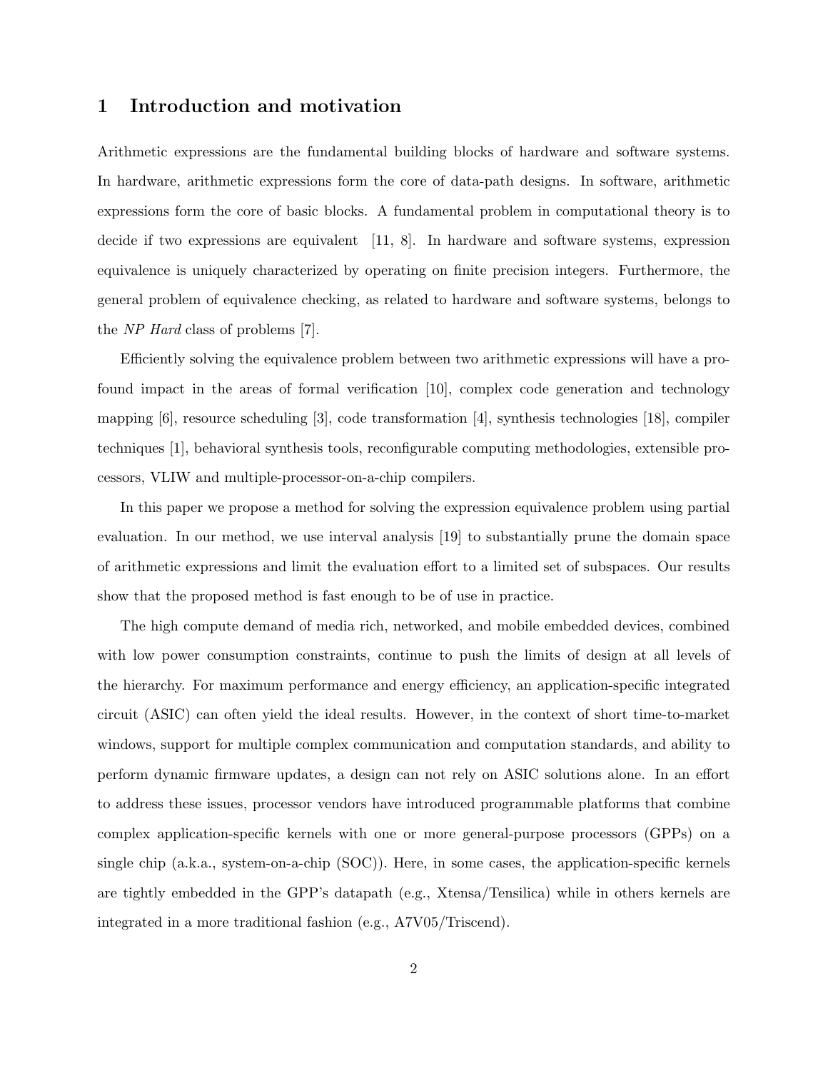## 1 Introduction and motivation

Arithmetic expressions are the fundamental building blocks of hardware and software systems. In hardware, arithmetic expressions form the core of data-path designs. In software, arithmetic expressions form the core of basic blocks. A fundamental problem in computational theory is to decide if two expressions are equivalent [11, 8]. In hardware and software systems, expression equivalence is uniquely characterized by operating on finite precision integers. Furthermore, the general problem of equivalence checking, as related to hardware and software systems, belongs to the *NP Hard* class of problems [7].

Efficiently solving the equivalence problem between two arithmetic expressions will have a profound impact in the areas of formal verification [10], complex code generation and technology mapping [6], resource scheduling [3], code transformation [4], synthesis technologies [18], compiler techniques [1], behavioral synthesis tools, reconfigurable computing methodologies, extensible processors, VLIW and multiple-processor-on-a-chip compilers.

In this paper we propose a method for solving the expression equivalence problem using partial evaluation. In our method, we use interval analysis [19] to substantially prune the domain space of arithmetic expressions and limit the evaluation effort to a limited set of subspaces. Our results show that the proposed method is fast enough to be of use in practice.

The high compute demand of media rich, networked, and mobile embedded devices, combined with low power consumption constraints, continue to push the limits of design at all levels of the hierarchy. For maximum performance and energy efficiency, an application-specific integrated circuit (ASIC) can often yield the ideal results. However, in the context of short time-to-market windows, support for multiple complex communication and computation standards, and ability to perform dynamic firmware updates, a design can not rely on ASIC solutions alone. In an effort to address these issues, processor vendors have introduced programmable platforms that combine complex application-specific kernels with one or more general-purpose processors (GPPs) on a single chip (a.k.a., system-on-a-chip (SOC)). Here, in some cases, the application-specific kernels are tightly embedded in the GPP's datapath (e.g., Xtensa/Tensilica) while in others kernels are integrated in a more traditional fashion (e.g., A7V05/Triscend).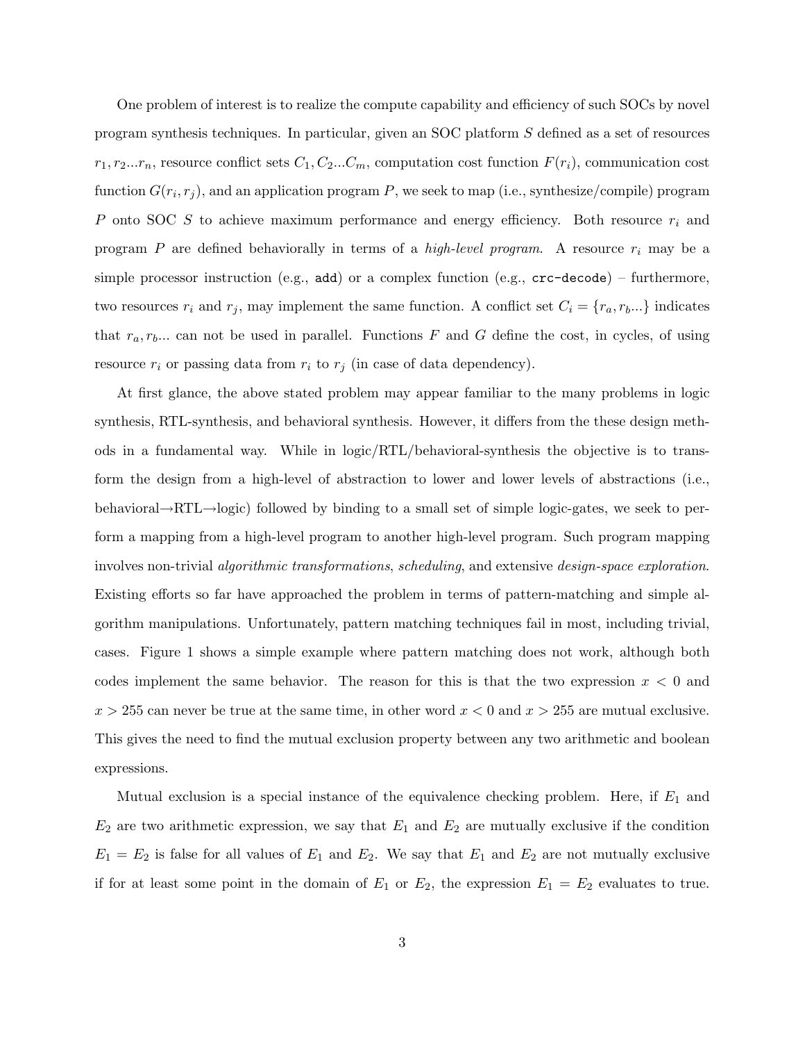One problem of interest is to realize the compute capability and efficiency of such SOCs by novel program synthesis techniques. In particular, given an SOC platform $S$ defined as a set of resources $r_1, r_2 ... r_n$, resource conflict sets $C_1, C_2 ... C_m$, computation cost function $F(r_i)$, communication cost function $G(r_i, r_j)$, and an application program $P$, we seek to map (i.e., synthesize/compile) program $P$ onto SOC $S$ to achieve maximum performance and energy efficiency. Both resource $r_i$ and program $P$ are defined behaviorally in terms of a *high-level program*. A resource $r_i$ may be a simple processor instruction (e.g., `add`) or a complex function (e.g., `crc-decode`) – furthermore, two resources $r_i$ and $r_j$, may implement the same function. A conflict set $C_i = \{r_a, r_b ...\}$ indicates that $r_a, r_b ...$ can not be used in parallel. Functions $F$ and $G$ define the cost, in cycles, of using resource $r_i$ or passing data from $r_i$ to $r_j$ (in case of data dependency).

At first glance, the above stated problem may appear familiar to the many problems in logic synthesis, RTL-synthesis, and behavioral synthesis. However, it differs from the these design methods in a fundamental way. While in logic/RTL/behavioral-synthesis the objective is to transform the design from a high-level of abstraction to lower and lower levels of abstractions (i.e., behavioral→RTL→logic) followed by binding to a small set of simple logic-gates, we seek to perform a mapping from a high-level program to another high-level program. Such program mapping involves non-trivial *algorithmic transformations*, *scheduling*, and extensive *design-space exploration*. Existing efforts so far have approached the problem in terms of pattern-matching and simple algorithm manipulations. Unfortunately, pattern matching techniques fail in most, including trivial, cases. Figure 1 shows a simple example where pattern matching does not work, although both codes implement the same behavior. The reason for this is that the two expression $x < 0$ and $x > 255$ can never be true at the same time, in other word $x < 0$ and $x > 255$ are mutual exclusive. This gives the need to find the mutual exclusion property between any two arithmetic and boolean expressions.

Mutual exclusion is a special instance of the equivalence checking problem. Here, if $E_1$ and $E_2$ are two arithmetic expression, we say that $E_1$ and $E_2$ are mutually exclusive if the condition $E_1 = E_2$ is false for all values of $E_1$ and $E_2$. We say that $E_1$ and $E_2$ are not mutually exclusive if for at least some point in the domain of $E_1$ or $E_2$, the expression $E_1 = E_2$ evaluates to true.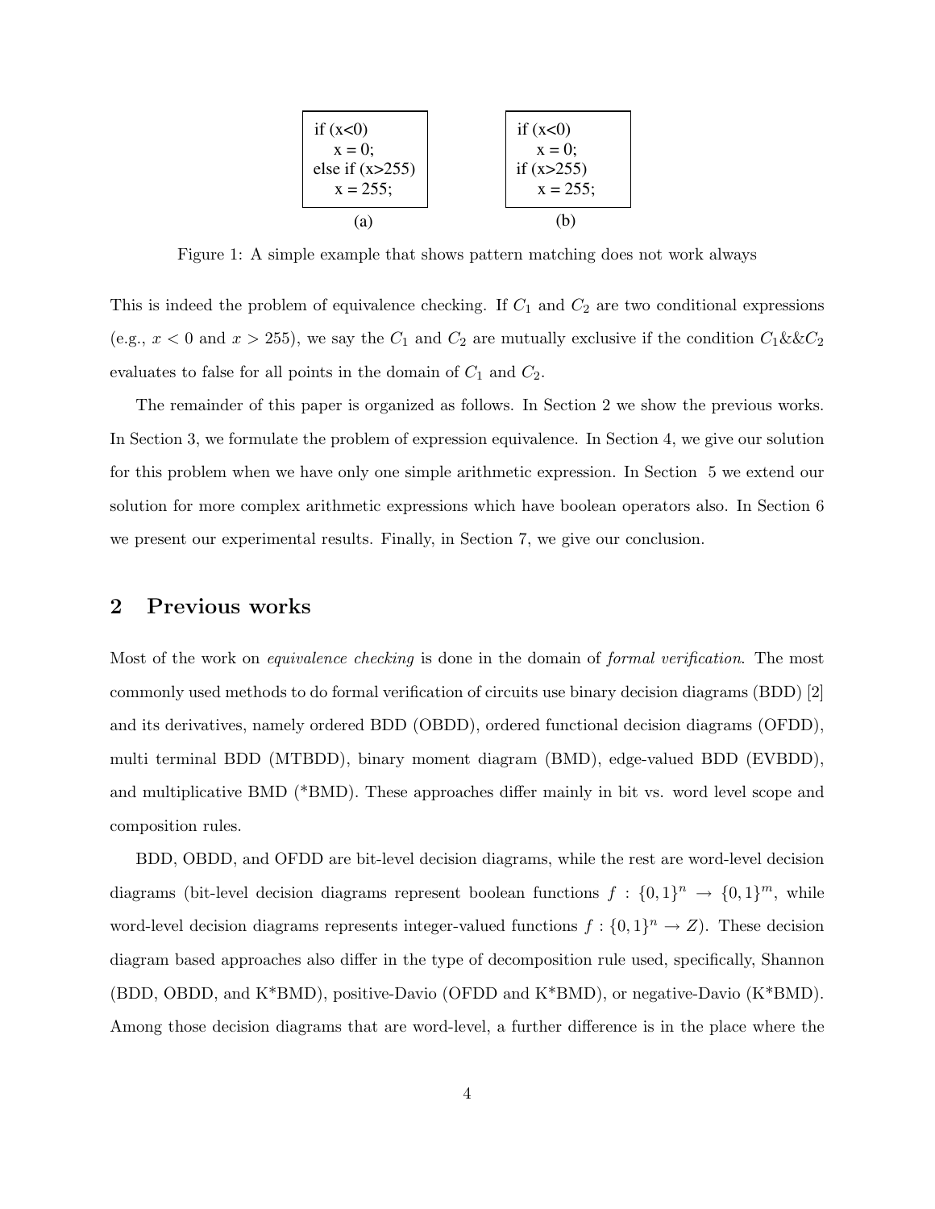```
if (x<0)
    x = 0;
else if (x>255)
    x = 255;
```
(a)

```
if (x<0)
    x = 0;
if (x>255)
    x = 255;
```
(b)

Figure 1: A simple example that shows pattern matching does not work always

This is indeed the problem of equivalence checking. If $C_1$ and $C_2$ are two conditional expressions (e.g., $x < 0$ and $x > 255$), we say the $C_1$ and $C_2$ are mutually exclusive if the condition $C_1 \&\& C_2$ evaluates to false for all points in the domain of $C_1$ and $C_2$.

The remainder of this paper is organized as follows. In Section 2 we show the previous works. In Section 3, we formulate the problem of expression equivalence. In Section 4, we give our solution for this problem when we have only one simple arithmetic expression. In Section 5 we extend our solution for more complex arithmetic expressions which have boolean operators also. In Section 6 we present our experimental results. Finally, in Section 7, we give our conclusion.

## 2 Previous works

Most of the work on *equivalence checking* is done in the domain of *formal verification*. The most commonly used methods to do formal verification of circuits use binary decision diagrams (BDD) [2] and its derivatives, namely ordered BDD (OBDD), ordered functional decision diagrams (OFDD), multi terminal BDD (MTBDD), binary moment diagram (BMD), edge-valued BDD (EVBDD), and multiplicative BMD (*BMD). These approaches differ mainly in bit vs. word level scope and composition rules.

BDD, OBDD, and OFDD are bit-level decision diagrams, while the rest are word-level decision diagrams (bit-level decision diagrams represent boolean functions $f : \{0,1\}^n \rightarrow \{0,1\}^m$, while word-level decision diagrams represents integer-valued functions $f : \{0,1\}^n \rightarrow Z$). These decision diagram based approaches also differ in the type of decomposition rule used, specifically, Shannon (BDD, OBDD, and K*BMD), positive-Davio (OFDD and K*BMD), or negative-Davio (K*BMD). Among those decision diagrams that are word-level, a further difference is in the place where the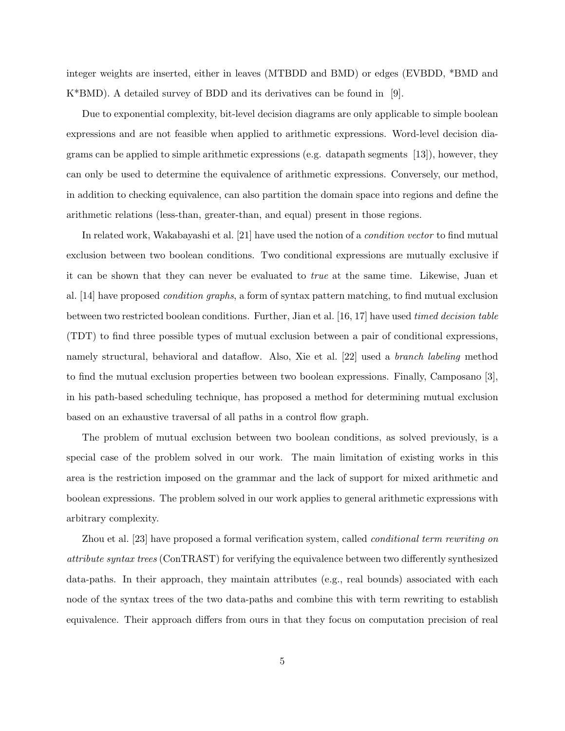integer weights are inserted, either in leaves (MTBDD and BMD) or edges (EVBDD, *BMD and K*BMD). A detailed survey of BDD and its derivatives can be found in [9].

Due to exponential complexity, bit-level decision diagrams are only applicable to simple boolean expressions and are not feasible when applied to arithmetic expressions. Word-level decision diagrams can be applied to simple arithmetic expressions (e.g. datapath segments [13]), however, they can only be used to determine the equivalence of arithmetic expressions. Conversely, our method, in addition to checking equivalence, can also partition the domain space into regions and define the arithmetic relations (less-than, greater-than, and equal) present in those regions.

In related work, Wakabayashi et al. [21] have used the notion of a *condition vector* to find mutual exclusion between two boolean conditions. Two conditional expressions are mutually exclusive if it can be shown that they can never be evaluated to *true* at the same time. Likewise, Juan et al. [14] have proposed *condition graphs*, a form of syntax pattern matching, to find mutual exclusion between two restricted boolean conditions. Further, Jian et al. [16, 17] have used *timed decision table* (TDT) to find three possible types of mutual exclusion between a pair of conditional expressions, namely structural, behavioral and dataflow. Also, Xie et al. [22] used a *branch labeling* method to find the mutual exclusion properties between two boolean expressions. Finally, Camposano [3], in his path-based scheduling technique, has proposed a method for determining mutual exclusion based on an exhaustive traversal of all paths in a control flow graph.

The problem of mutual exclusion between two boolean conditions, as solved previously, is a special case of the problem solved in our work. The main limitation of existing works in this area is the restriction imposed on the grammar and the lack of support for mixed arithmetic and boolean expressions. The problem solved in our work applies to general arithmetic expressions with arbitrary complexity.

Zhou et al. [23] have proposed a formal verification system, called *conditional term rewriting on attribute syntax trees* (ConTRAST) for verifying the equivalence between two differently synthesized data-paths. In their approach, they maintain attributes (e.g., real bounds) associated with each node of the syntax trees of the two data-paths and combine this with term rewriting to establish equivalence. Their approach differs from ours in that they focus on computation precision of real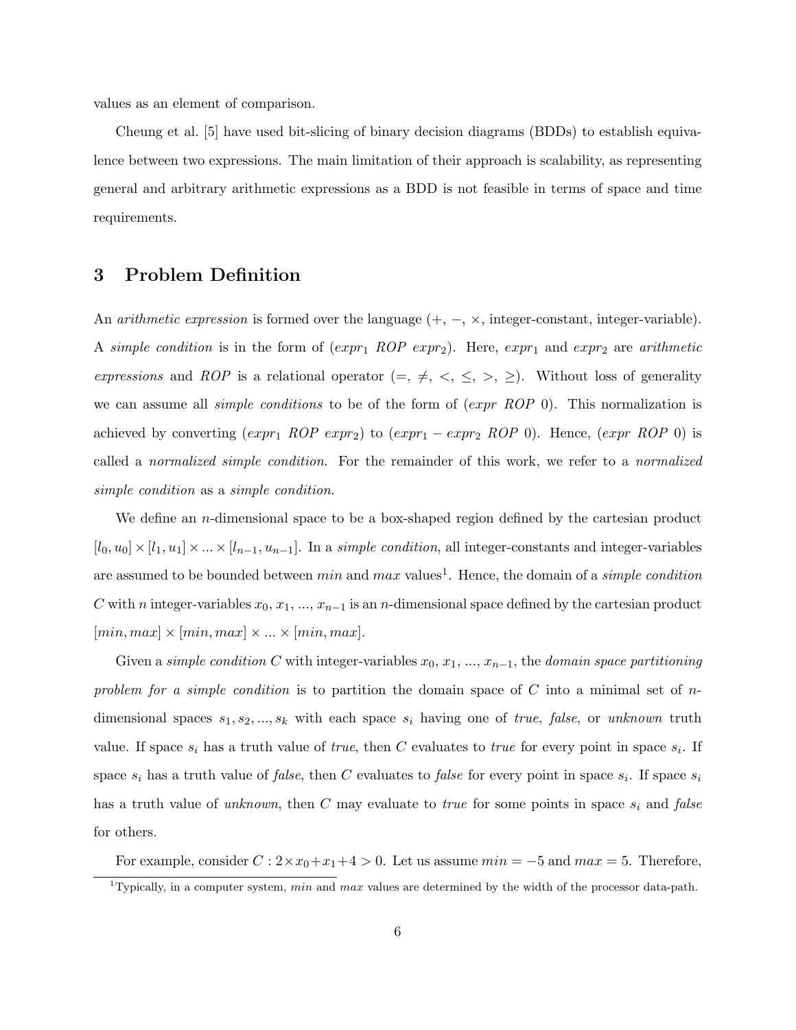values as an element of comparison.

Cheung et al. [5] have used bit-slicing of binary decision diagrams (BDDs) to establish equivalence between two expressions. The main limitation of their approach is scalability, as representing general and arbitrary arithmetic expressions as a BDD is not feasible in terms of space and time requirements.

## 3 Problem Definition

An *arithmetic expression* is formed over the language (+, −, ×, integer-constant, integer-variable). A *simple condition* is in the form of ($expr_1$ *ROP* $expr_2$). Here, $expr_1$ and $expr_2$ are *arithmetic expressions* and *ROP* is a relational operator (=, ≠, <, ≤, >, ≥). Without loss of generality we can assume all *simple conditions* to be of the form of (*expr* *ROP* 0). This normalization is achieved by converting ($expr_1$ *ROP* $expr_2$) to ($expr_1 - expr_2$ *ROP* 0). Hence, (*expr* *ROP* 0) is called a *normalized simple condition*. For the remainder of this work, we refer to a *normalized simple condition* as a *simple condition*.

We define an $n$-dimensional space to be a box-shaped region defined by the cartesian product $[l_0, u_0] \times [l_1, u_1] \times ... \times [l_{n-1}, u_{n-1}]$. In a *simple condition*, all integer-constants and integer-variables are assumed to be bounded between *min* and *max* values[1]. Hence, the domain of a *simple condition* $C$ with $n$ integer-variables $x_0, x_1, ..., x_{n-1}$ is an $n$-dimensional space defined by the cartesian product $[min, max] \times [min, max] \times ... \times [min, max]$.

Given a *simple condition* $C$ with integer-variables $x_0, x_1, ..., x_{n-1}$, the *domain space partitioning problem for a simple condition* is to partition the domain space of $C$ into a minimal set of $n$-dimensional spaces $s_1, s_2, ..., s_k$ with each space $s_i$ having one of *true*, *false*, or *unknown* truth value. If space $s_i$ has a truth value of *true*, then $C$ evaluates to *true* for every point in space $s_i$. If space $s_i$ has a truth value of *false*, then $C$ evaluates to *false* for every point in space $s_i$. If space $s_i$ has a truth value of *unknown*, then $C$ may evaluate to *true* for some points in space $s_i$ and *false* for others.

For example, consider $C : 2 \times x_0 + x_1 + 4 > 0$. Let us assume $min = -5$ and $max = 5$. Therefore,

[1] Typically, in a computer system, *min* and *max* values are determined by the width of the processor data-path.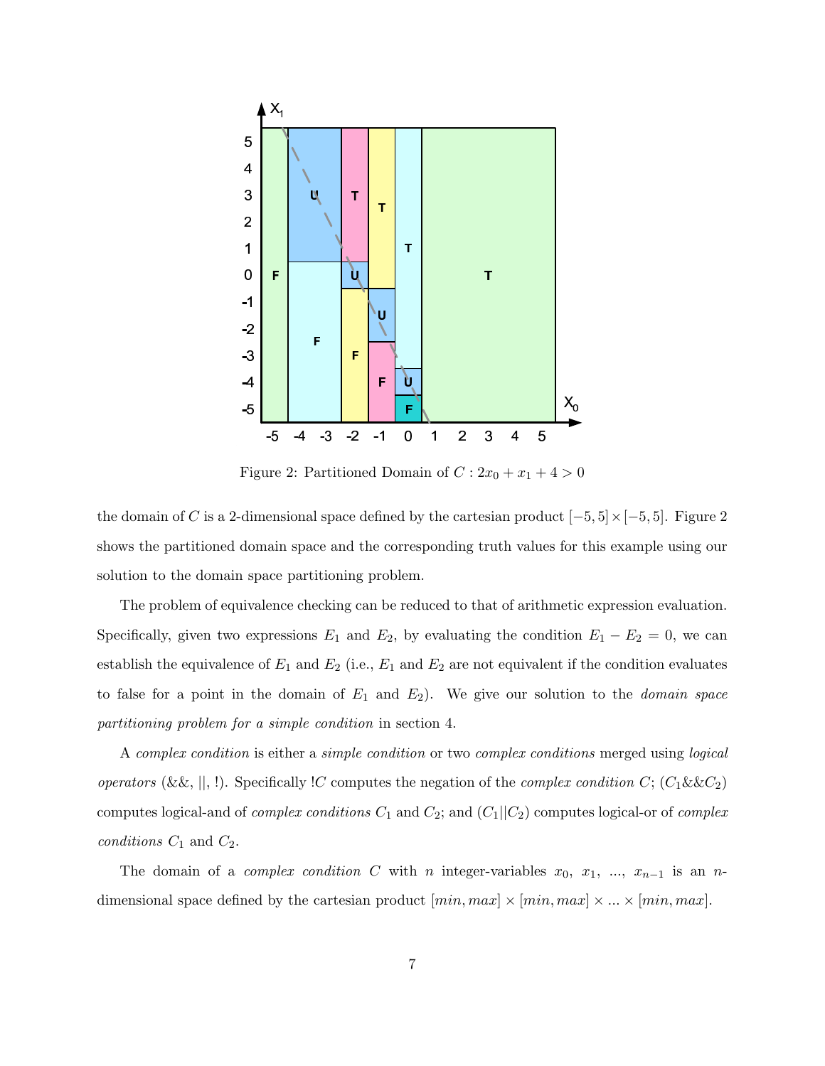Figure 2: Partitioned Domain of $C : 2x_0 + x_1 + 4 > 0$

the domain of $C$ is a 2-dimensional space defined by the cartesian product $[-5, 5] \times [-5, 5]$. Figure 2 shows the partitioned domain space and the corresponding truth values for this example using our solution to the domain space partitioning problem.

The problem of equivalence checking can be reduced to that of arithmetic expression evaluation. Specifically, given two expressions $E_1$ and $E_2$, by evaluating the condition $E_1 - E_2 = 0$, we can establish the equivalence of $E_1$ and $E_2$ (i.e., $E_1$ and $E_2$ are not equivalent if the condition evaluates to false for a point in the domain of $E_1$ and $E_2$). We give our solution to the *domain space partitioning problem for a simple condition* in section 4.

A *complex condition* is either a *simple condition* or two *complex conditions* merged using *logical operators* (&&, ||, !). Specifically !$C$ computes the negation of the *complex condition* $C$; ($C_1$&&$C_2$) computes logical-and of *complex conditions* $C_1$ and $C_2$; and ($C_1$||$C_2$) computes logical-or of *complex conditions* $C_1$ and $C_2$.

The domain of a *complex condition* $C$ with $n$ integer-variables $x_0$, $x_1$, ..., $x_{n-1}$ is an $n$-dimensional space defined by the cartesian product $[min, max] \times [min, max] \times ... \times [min, max]$.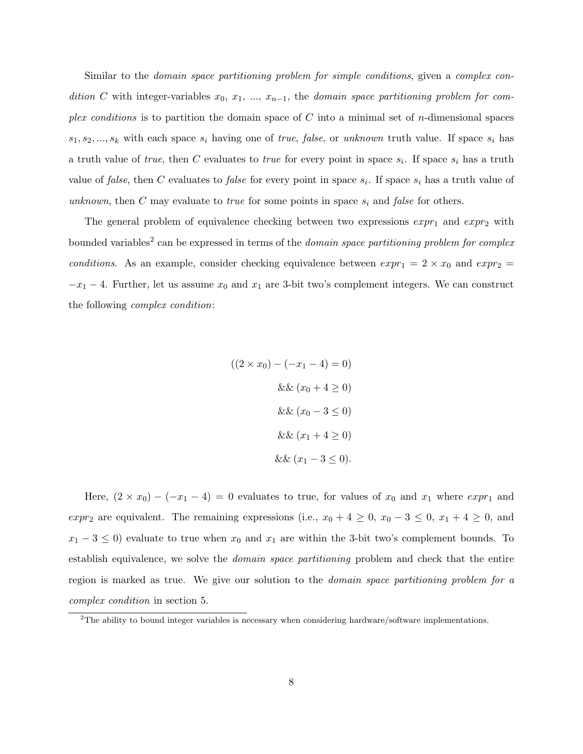Similar to the *domain space partitioning problem for simple conditions*, given a *complex condition* $C$ with integer-variables $x_0$, $x_1$, ..., $x_{n-1}$, the *domain space partitioning problem for complex conditions* is to partition the domain space of $C$ into a minimal set of $n$-dimensional spaces $s_1, s_2, ..., s_k$ with each space $s_i$ having one of *true*, *false*, or *unknown* truth value. If space $s_i$ has a truth value of *true*, then $C$ evaluates to *true* for every point in space $s_i$. If space $s_i$ has a truth value of *false*, then $C$ evaluates to *false* for every point in space $s_i$. If space $s_i$ has a truth value of *unknown*, then $C$ may evaluate to *true* for some points in space $s_i$ and *false* for others.

The general problem of equivalence checking between two expressions $expr_1$ and $expr_2$ with bounded variables[2] can be expressed in terms of the *domain space partitioning problem for complex conditions*. As an example, consider checking equivalence between $expr_1 = 2 \times x_0$ and $expr_2 = -x_1 - 4$. Further, let us assume $x_0$ and $x_1$ are 3-bit two's complement integers. We can construct the following *complex condition*:

$$
\begin{aligned}
((2 \times x_0) - (-x_1 - 4) = 0)& \\
\&\& \; (x_0 + 4 \geq 0)& \\
\&\& \; (x_0 - 3 \leq 0)& \\
\&\& \; (x_1 + 4 \geq 0)& \\
\&\& \; (x_1 - 3 \leq 0).&
\end{aligned}
$$

Here, $(2 \times x_0) - (-x_1 - 4) = 0$ evaluates to true, for values of $x_0$ and $x_1$ where $expr_1$ and $expr_2$ are equivalent. The remaining expressions (i.e., $x_0 + 4 \geq 0$, $x_0 - 3 \leq 0$, $x_1 + 4 \geq 0$, and $x_1 - 3 \leq 0$) evaluate to true when $x_0$ and $x_1$ are within the 3-bit two's complement bounds. To establish equivalence, we solve the *domain space partitioning* problem and check that the entire region is marked as true. We give our solution to the *domain space partitioning problem for a complex condition* in section 5.

[2]The ability to bound integer variables is necessary when considering hardware/software implementations.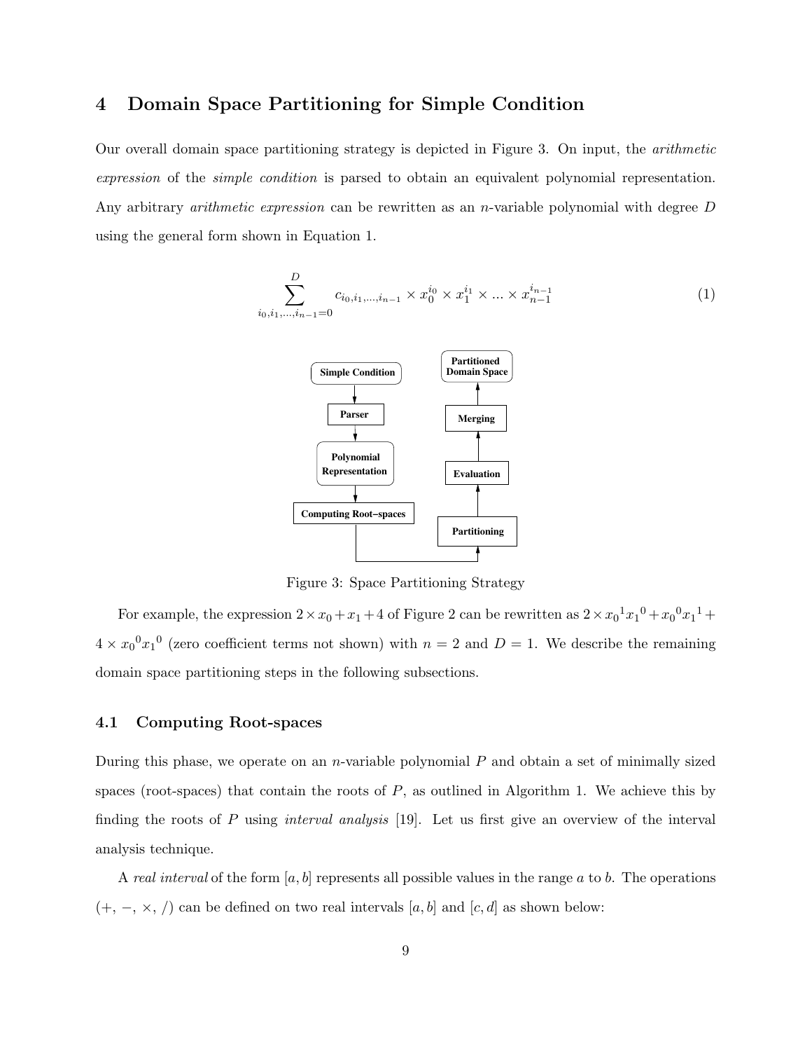# 4 Domain Space Partitioning for Simple Condition

Our overall domain space partitioning strategy is depicted in Figure 3. On input, the *arithmetic expression* of the *simple condition* is parsed to obtain an equivalent polynomial representation. Any arbitrary *arithmetic expression* can be rewritten as an $n$-variable polynomial with degree $D$ using the general form shown in Equation 1.

$$\sum_{i_0,i_1,\ldots,i_{n-1}=0}^{D} c_{i_0,i_1,\ldots,i_{n-1}} \times x_0^{i_0} \times x_1^{i_1} \times \ldots \times x_{n-1}^{i_{n-1}} \tag{1}$$

Figure 3: Space Partitioning Strategy

For example, the expression $2 \times x_0 + x_1 + 4$ of Figure 2 can be rewritten as $2 \times {x_0}^1 {x_1}^0 + {x_0}^0 {x_1}^1 + 4 \times {x_0}^0 {x_1}^0$ (zero coefficient terms not shown) with $n = 2$ and $D = 1$. We describe the remaining domain space partitioning steps in the following subsections.

## 4.1 Computing Root-spaces

During this phase, we operate on an $n$-variable polynomial $P$ and obtain a set of minimally sized spaces (root-spaces) that contain the roots of $P$, as outlined in Algorithm 1. We achieve this by finding the roots of $P$ using *interval analysis* [19]. Let us first give an overview of the interval analysis technique.

A *real interval* of the form $[a, b]$ represents all possible values in the range $a$ to $b$. The operations ($+$, $-$, $\times$, $/$) can be defined on two real intervals $[a, b]$ and $[c, d]$ as shown below: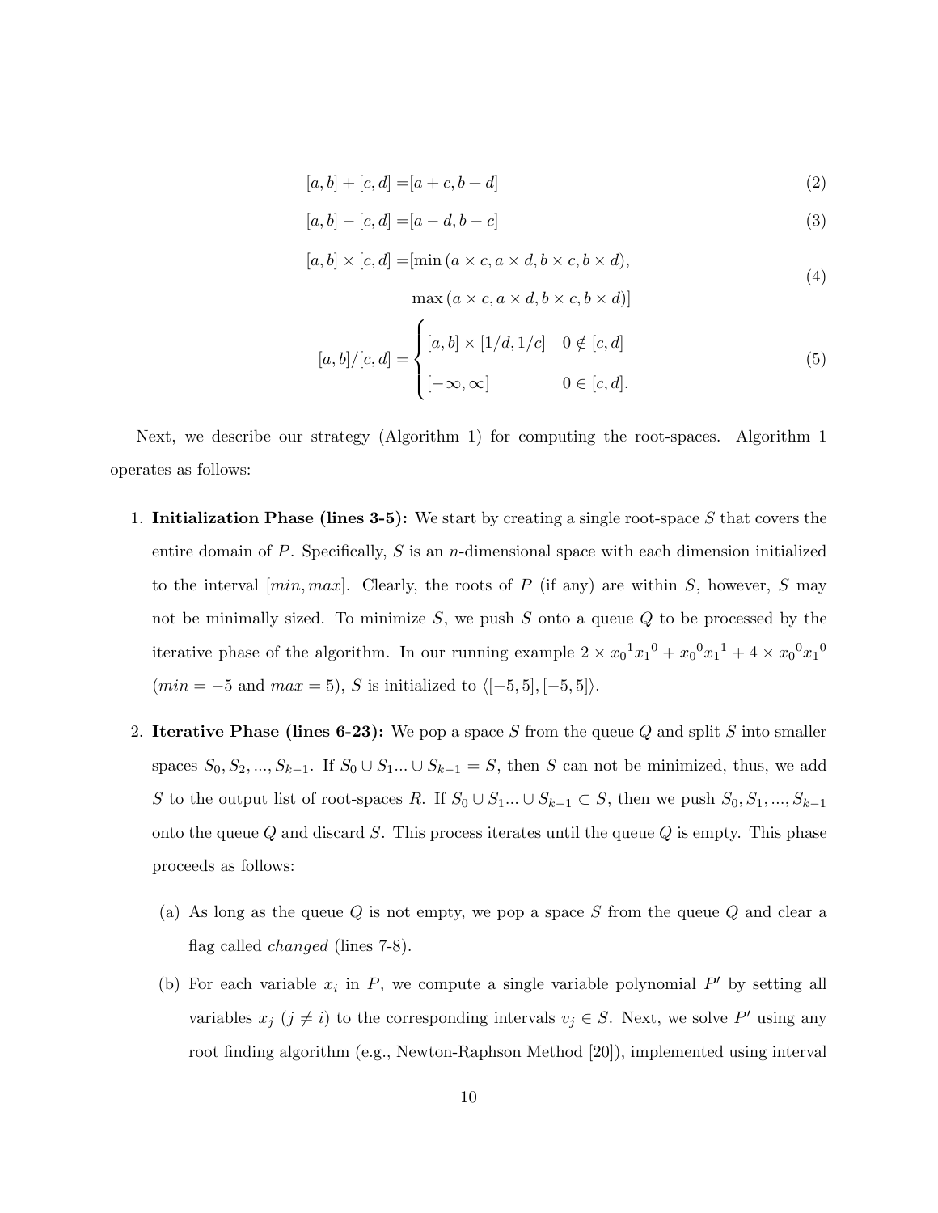$$[a, b] + [c, d] = [a + c, b + d] \tag{2}$$

$$[a, b] - [c, d] = [a - d, b - c] \tag{3}$$

$$\begin{aligned}[a, b] \times [c, d] = [&\min(a \times c, a \times d, b \times c, b \times d), \\ &\max(a \times c, a \times d, b \times c, b \times d)]\end{aligned} \tag{4}$$

$$[a, b]/[c, d] = \begin{cases} [a, b] \times [1/d, 1/c] & 0 \notin [c, d] \\ [-\infty, \infty] & 0 \in [c, d]. \end{cases} \tag{5}$$

Next, we describe our strategy (Algorithm 1) for computing the root-spaces. Algorithm 1 operates as follows:

1. **Initialization Phase (lines 3-5):** We start by creating a single root-space $S$ that covers the entire domain of $P$. Specifically, $S$ is an $n$-dimensional space with each dimension initialized to the interval $[min, max]$. Clearly, the roots of $P$ (if any) are within $S$, however, $S$ may not be minimally sized. To minimize $S$, we push $S$ onto a queue $Q$ to be processed by the iterative phase of the algorithm. In our running example $2 \times {x_0}^1{x_1}^0 + {x_0}^0{x_1}^1 + 4 \times {x_0}^0{x_1}^0$ ($min = -5$ and $max = 5$), $S$ is initialized to $\langle[-5, 5], [-5, 5]\rangle$.

2. **Iterative Phase (lines 6-23):** We pop a space $S$ from the queue $Q$ and split $S$ into smaller spaces $S_0, S_2, ..., S_{k-1}$. If $S_0 \cup S_1 ... \cup S_{k-1} = S$, then $S$ can not be minimized, thus, we add $S$ to the output list of root-spaces $R$. If $S_0 \cup S_1 ... \cup S_{k-1} \subset S$, then we push $S_0, S_1, ..., S_{k-1}$ onto the queue $Q$ and discard $S$. This process iterates until the queue $Q$ is empty. This phase proceeds as follows:

   (a) As long as the queue $Q$ is not empty, we pop a space $S$ from the queue $Q$ and clear a flag called *changed* (lines 7-8).

   (b) For each variable $x_i$ in $P$, we compute a single variable polynomial $P'$ by setting all variables $x_j$ ($j \neq i$) to the corresponding intervals $v_j \in S$. Next, we solve $P'$ using any root finding algorithm (e.g., Newton-Raphson Method [20]), implemented using interval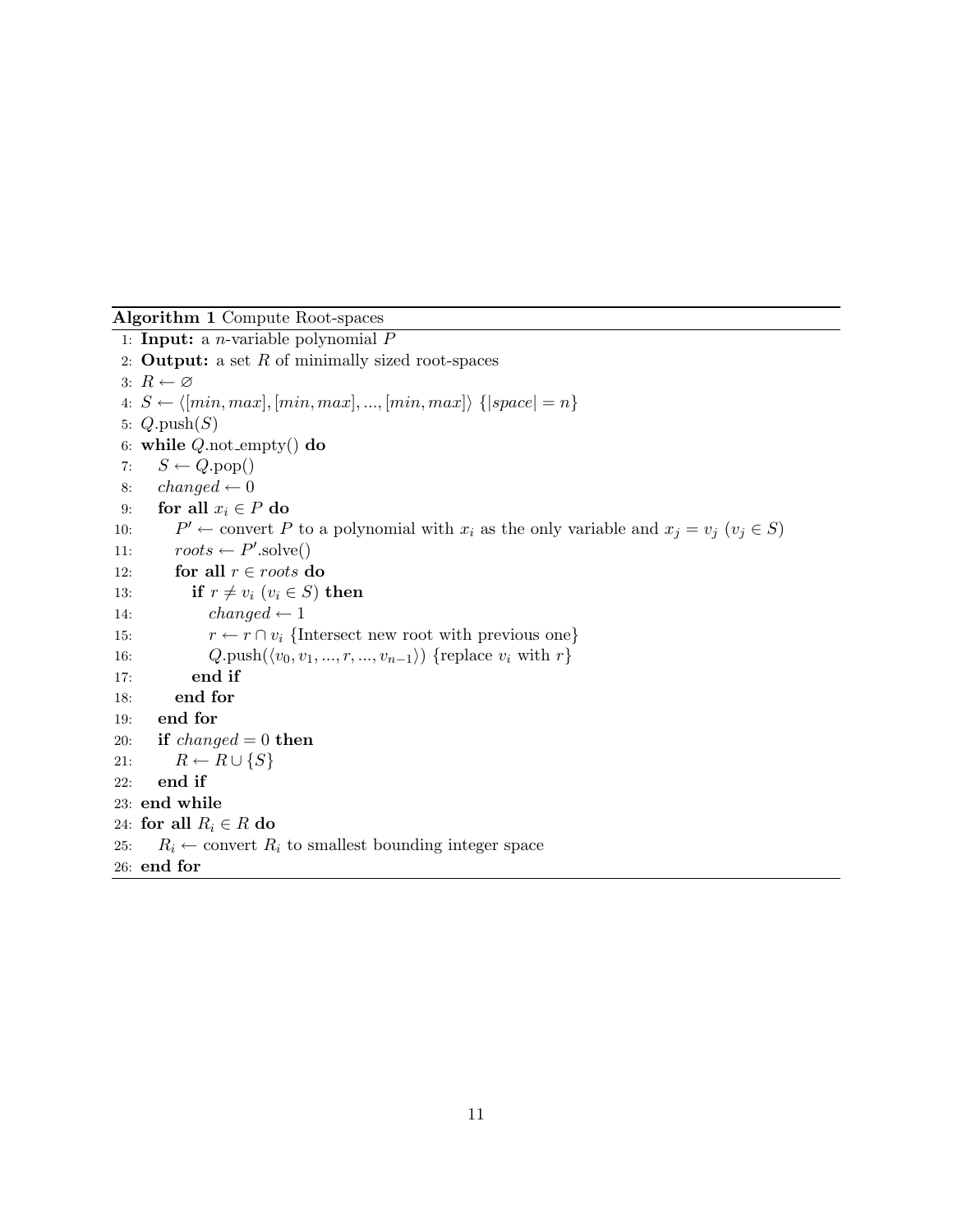**Algorithm 1** Compute Root-spaces

```
1:  Input: a n-variable polynomial P
2:  Output: a set R of minimally sized root-spaces
3:  R ← ∅
4:  S ← ⟨[min, max], [min, max], ..., [min, max]⟩ {|space| = n}
5:  Q.push(S)
6:  while Q.not_empty() do
7:      S ← Q.pop()
8:      changed ← 0
9:      for all x_i ∈ P do
10:         P' ← convert P to a polynomial with x_i as the only variable and x_j = v_j (v_j ∈ S)
11:         roots ← P'.solve()
12:         for all r ∈ roots do
13:             if r ≠ v_i (v_i ∈ S) then
14:                 changed ← 1
15:                 r ← r ∩ v_i {Intersect new root with previous one}
16:                 Q.push(⟨v_0, v_1, ..., r, ..., v_{n−1}⟩) {replace v_i with r}
17:             end if
18:         end for
19:     end for
20:     if changed = 0 then
21:         R ← R ∪ {S}
22:     end if
23: end while
24: for all R_i ∈ R do
25:     R_i ← convert R_i to smallest bounding integer space
26: end for
```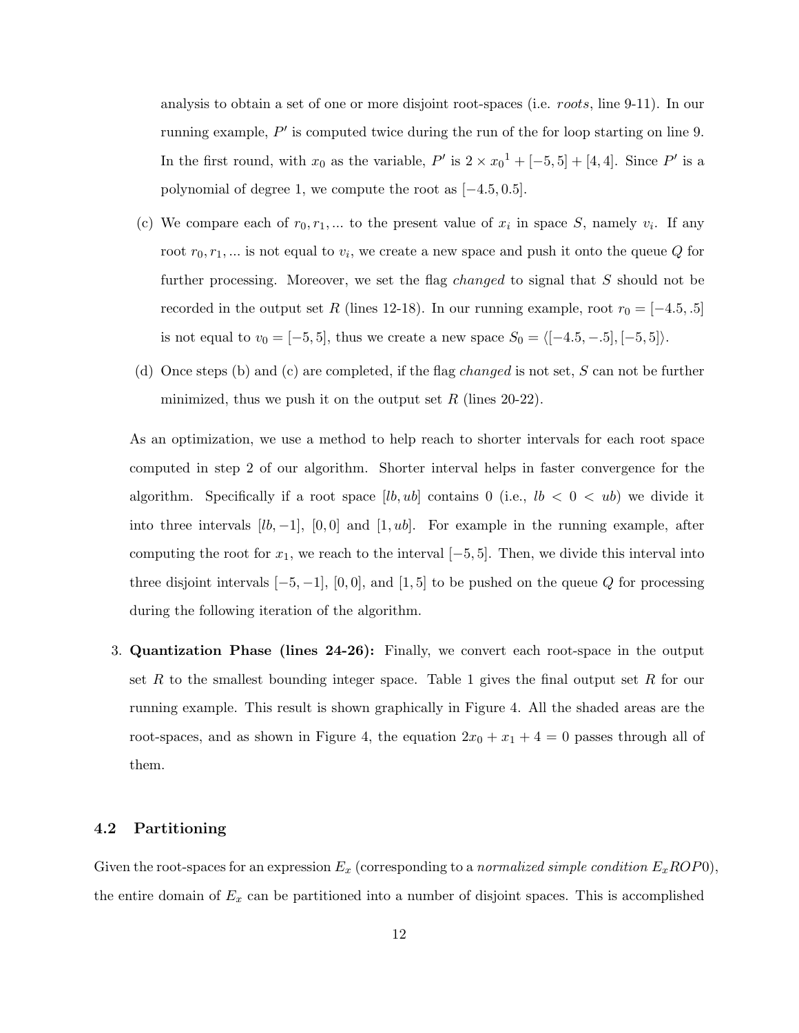analysis to obtain a set of one or more disjoint root-spaces (i.e. *roots*, line 9-11). In our running example, $P'$ is computed twice during the run of the for loop starting on line 9. In the first round, with $x_0$ as the variable, $P'$ is $2 \times {x_0}^1 + [-5, 5] + [4, 4]$. Since $P'$ is a polynomial of degree 1, we compute the root as $[-4.5, 0.5]$.

(c) We compare each of $r_0, r_1, ...$ to the present value of $x_i$ in space $S$, namely $v_i$. If any root $r_0, r_1, ...$ is not equal to $v_i$, we create a new space and push it onto the queue $Q$ for further processing. Moreover, we set the flag *changed* to signal that $S$ should not be recorded in the output set $R$ (lines 12-18). In our running example, root $r_0 = [-4.5, .5]$ is not equal to $v_0 = [-5, 5]$, thus we create a new space $S_0 = \langle [-4.5, -.5], [-5, 5] \rangle$.

(d) Once steps (b) and (c) are completed, if the flag *changed* is not set, $S$ can not be further minimized, thus we push it on the output set $R$ (lines 20-22).

As an optimization, we use a method to help reach to shorter intervals for each root space computed in step 2 of our algorithm. Shorter interval helps in faster convergence for the algorithm. Specifically if a root space $[lb, ub]$ contains 0 (i.e., $lb < 0 < ub$) we divide it into three intervals $[lb, -1]$, $[0, 0]$ and $[1, ub]$. For example in the running example, after computing the root for $x_1$, we reach to the interval $[-5, 5]$. Then, we divide this interval into three disjoint intervals $[-5, -1]$, $[0, 0]$, and $[1, 5]$ to be pushed on the queue $Q$ for processing during the following iteration of the algorithm.

3. **Quantization Phase (lines 24-26):** Finally, we convert each root-space in the output set $R$ to the smallest bounding integer space. Table 1 gives the final output set $R$ for our running example. This result is shown graphically in Figure 4. All the shaded areas are the root-spaces, and as shown in Figure 4, the equation $2x_0 + x_1 + 4 = 0$ passes through all of them.

### 4.2 Partitioning

Given the root-spaces for an expression $E_x$ (corresponding to a *normalized simple condition* $E_x ROP 0$), the entire domain of $E_x$ can be partitioned into a number of disjoint spaces. This is accomplished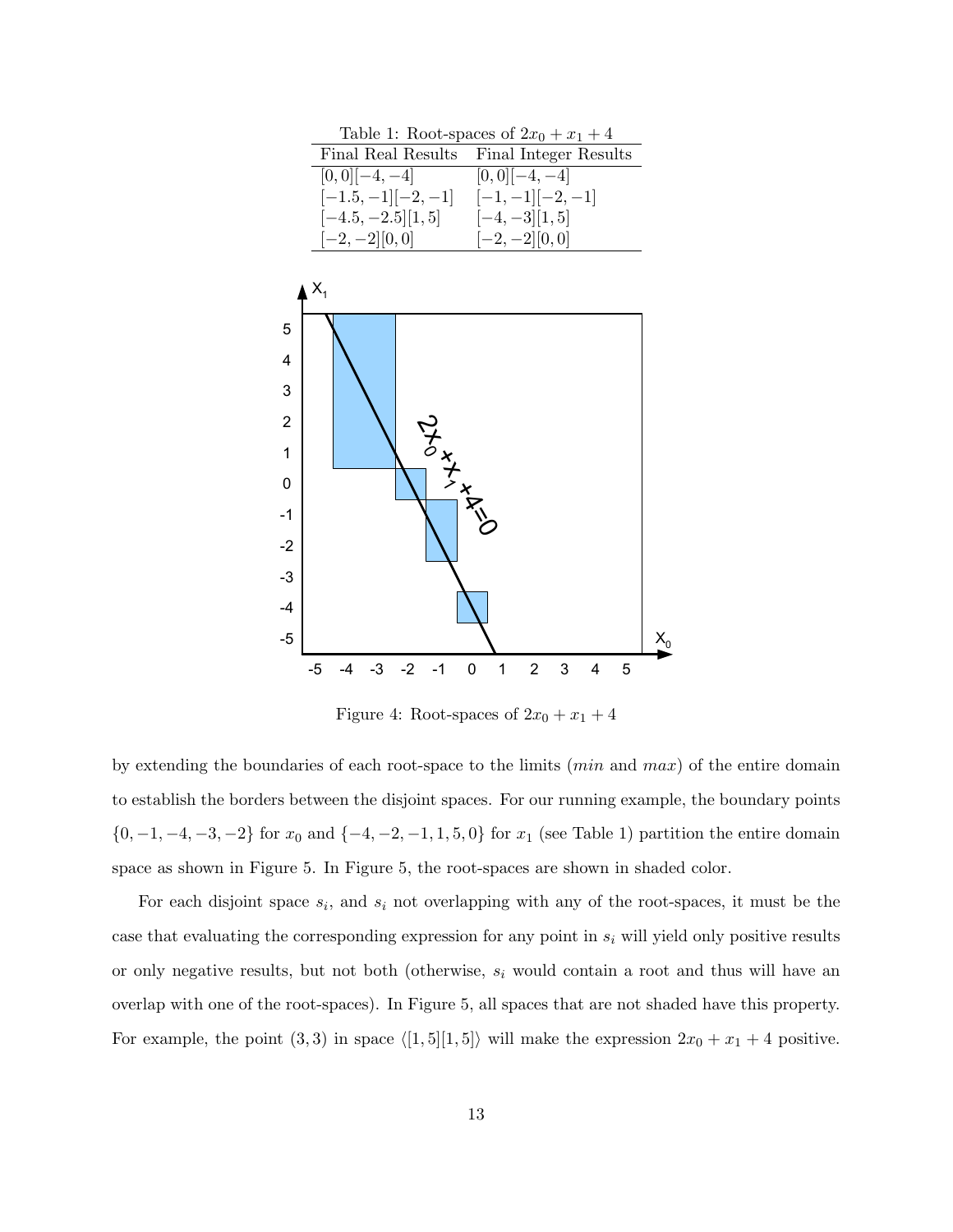Table 1: Root-spaces of $2x_0 + x_1 + 4$

| Final Real Results | Final Integer Results |
|---|---|
| $[0, 0][-4, -4]$ | $[0, 0][-4, -4]$ |
| $[-1.5, -1][-2, -1]$ | $[-1, -1][-2, -1]$ |
| $[-4.5, -2.5][1, 5]$ | $[-4, -3][1, 5]$ |
| $[-2, -2][0, 0]$ | $[-2, -2][0, 0]$ |

Figure 4: Root-spaces of $2x_0 + x_1 + 4$

by extending the boundaries of each root-space to the limits (*min* and *max*) of the entire domain to establish the borders between the disjoint spaces. For our running example, the boundary points $\{0, -1, -4, -3, -2\}$ for $x_0$ and $\{-4, -2, -1, 1, 5, 0\}$ for $x_1$ (see Table 1) partition the entire domain space as shown in Figure 5. In Figure 5, the root-spaces are shown in shaded color.

For each disjoint space $s_i$, and $s_i$ not overlapping with any of the root-spaces, it must be the case that evaluating the corresponding expression for any point in $s_i$ will yield only positive results or only negative results, but not both (otherwise, $s_i$ would contain a root and thus will have an overlap with one of the root-spaces). In Figure 5, all spaces that are not shaded have this property. For example, the point $(3, 3)$ in space $\langle[1, 5][1, 5]\rangle$ will make the expression $2x_0 + x_1 + 4$ positive.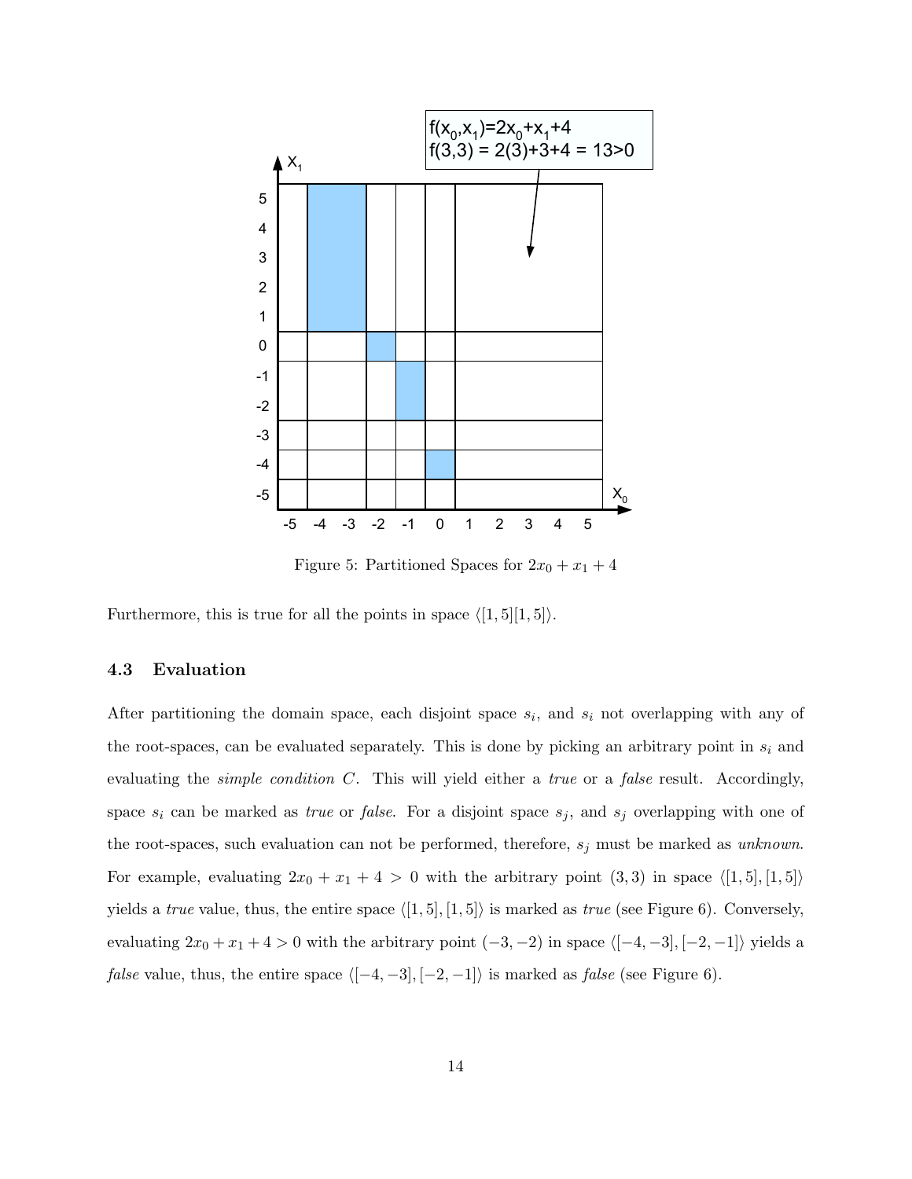Figure 5: Partitioned Spaces for $2x_0 + x_1 + 4$

Furthermore, this is true for all the points in space $\langle[1, 5][1, 5]\rangle$.

### 4.3 Evaluation

After partitioning the domain space, each disjoint space $s_i$, and $s_i$ not overlapping with any of the root-spaces, can be evaluated separately. This is done by picking an arbitrary point in $s_i$ and evaluating the *simple condition* $C$. This will yield either a *true* or a *false* result. Accordingly, space $s_i$ can be marked as *true* or *false*. For a disjoint space $s_j$, and $s_j$ overlapping with one of the root-spaces, such evaluation can not be performed, therefore, $s_j$ must be marked as *unknown*. For example, evaluating $2x_0 + x_1 + 4 > 0$ with the arbitrary point $(3, 3)$ in space $\langle[1, 5], [1, 5]\rangle$ yields a *true* value, thus, the entire space $\langle[1, 5], [1, 5]\rangle$ is marked as *true* (see Figure 6). Conversely, evaluating $2x_0 + x_1 + 4 > 0$ with the arbitrary point $(-3, -2)$ in space $\langle[-4, -3], [-2, -1]\rangle$ yields a *false* value, thus, the entire space $\langle[-4, -3], [-2, -1]\rangle$ is marked as *false* (see Figure 6).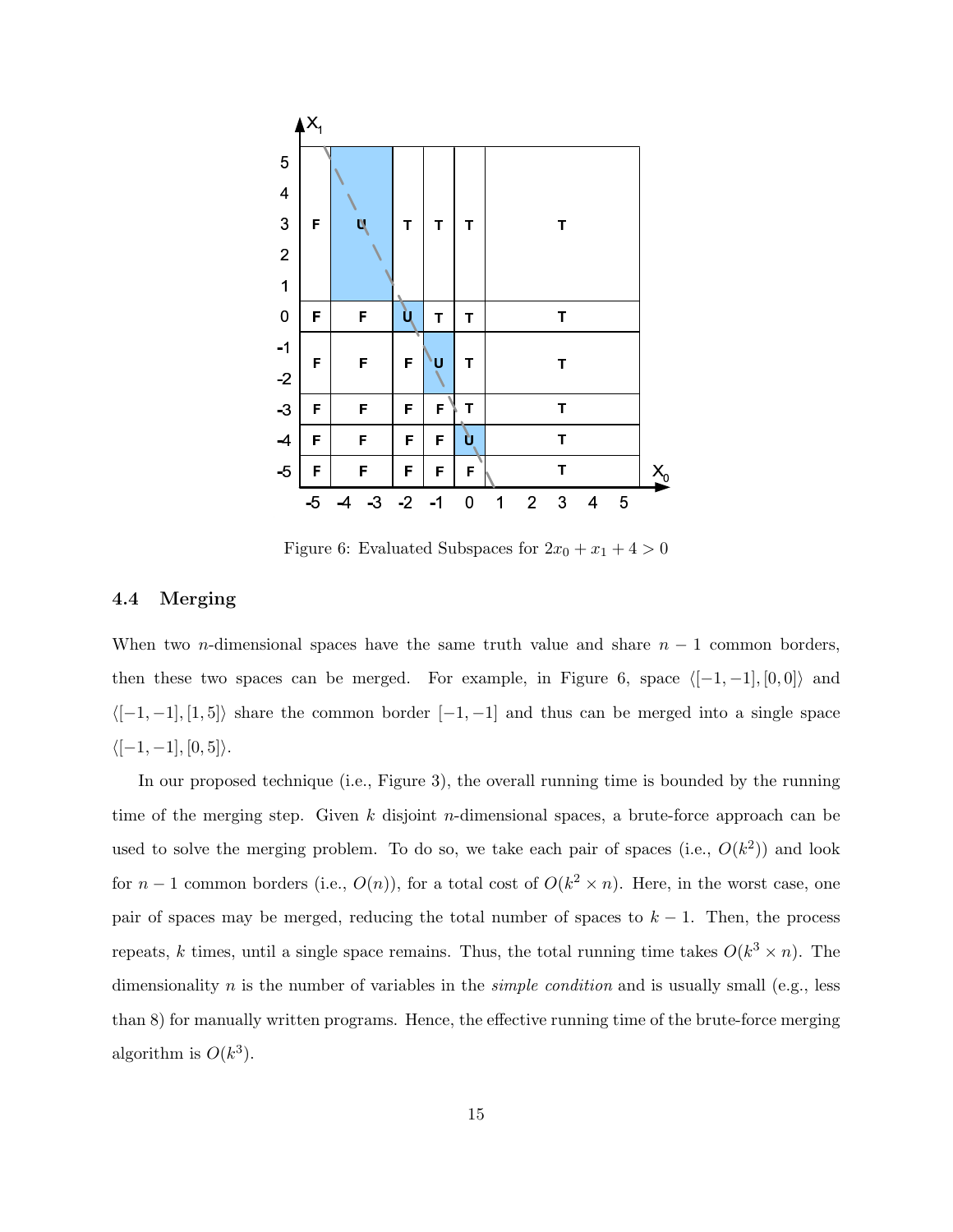Figure 6: Evaluated Subspaces for $2x_0 + x_1 + 4 > 0$

### 4.4 Merging

When two $n$-dimensional spaces have the same truth value and share $n-1$ common borders, then these two spaces can be merged. For example, in Figure 6, space $\langle[-1,-1],[0,0]\rangle$ and $\langle[-1,-1],[1,5]\rangle$ share the common border $[-1,-1]$ and thus can be merged into a single space $\langle[-1,-1],[0,5]\rangle$.

In our proposed technique (i.e., Figure 3), the overall running time is bounded by the running time of the merging step. Given $k$ disjoint $n$-dimensional spaces, a brute-force approach can be used to solve the merging problem. To do so, we take each pair of spaces (i.e., $O(k^2)$) and look for $n-1$ common borders (i.e., $O(n)$), for a total cost of $O(k^2 \times n)$. Here, in the worst case, one pair of spaces may be merged, reducing the total number of spaces to $k-1$. Then, the process repeats, $k$ times, until a single space remains. Thus, the total running time takes $O(k^3 \times n)$. The dimensionality $n$ is the number of variables in the *simple condition* and is usually small (e.g., less than 8) for manually written programs. Hence, the effective running time of the brute-force merging algorithm is $O(k^3)$.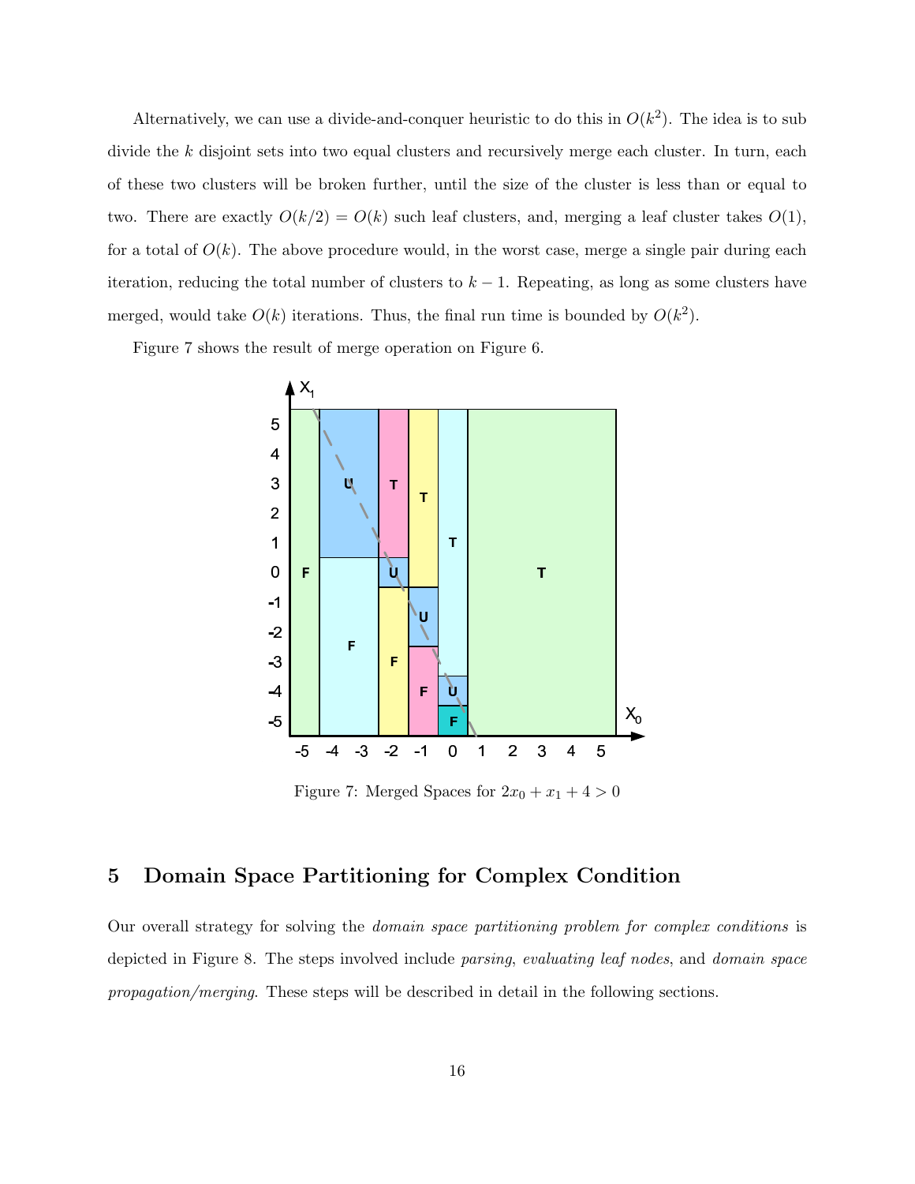Alternatively, we can use a divide-and-conquer heuristic to do this in $O(k^2)$. The idea is to sub divide the $k$ disjoint sets into two equal clusters and recursively merge each cluster. In turn, each of these two clusters will be broken further, until the size of the cluster is less than or equal to two. There are exactly $O(k/2) = O(k)$ such leaf clusters, and, merging a leaf cluster takes $O(1)$, for a total of $O(k)$. The above procedure would, in the worst case, merge a single pair during each iteration, reducing the total number of clusters to $k-1$. Repeating, as long as some clusters have merged, would take $O(k)$ iterations. Thus, the final run time is bounded by $O(k^2)$.

Figure 7 shows the result of merge operation on Figure 6.

Figure 7: Merged Spaces for $2x_0 + x_1 + 4 > 0$

## 5 Domain Space Partitioning for Complex Condition

Our overall strategy for solving the *domain space partitioning problem for complex conditions* is depicted in Figure 8. The steps involved include *parsing*, *evaluating leaf nodes*, and *domain space propagation/merging*. These steps will be described in detail in the following sections.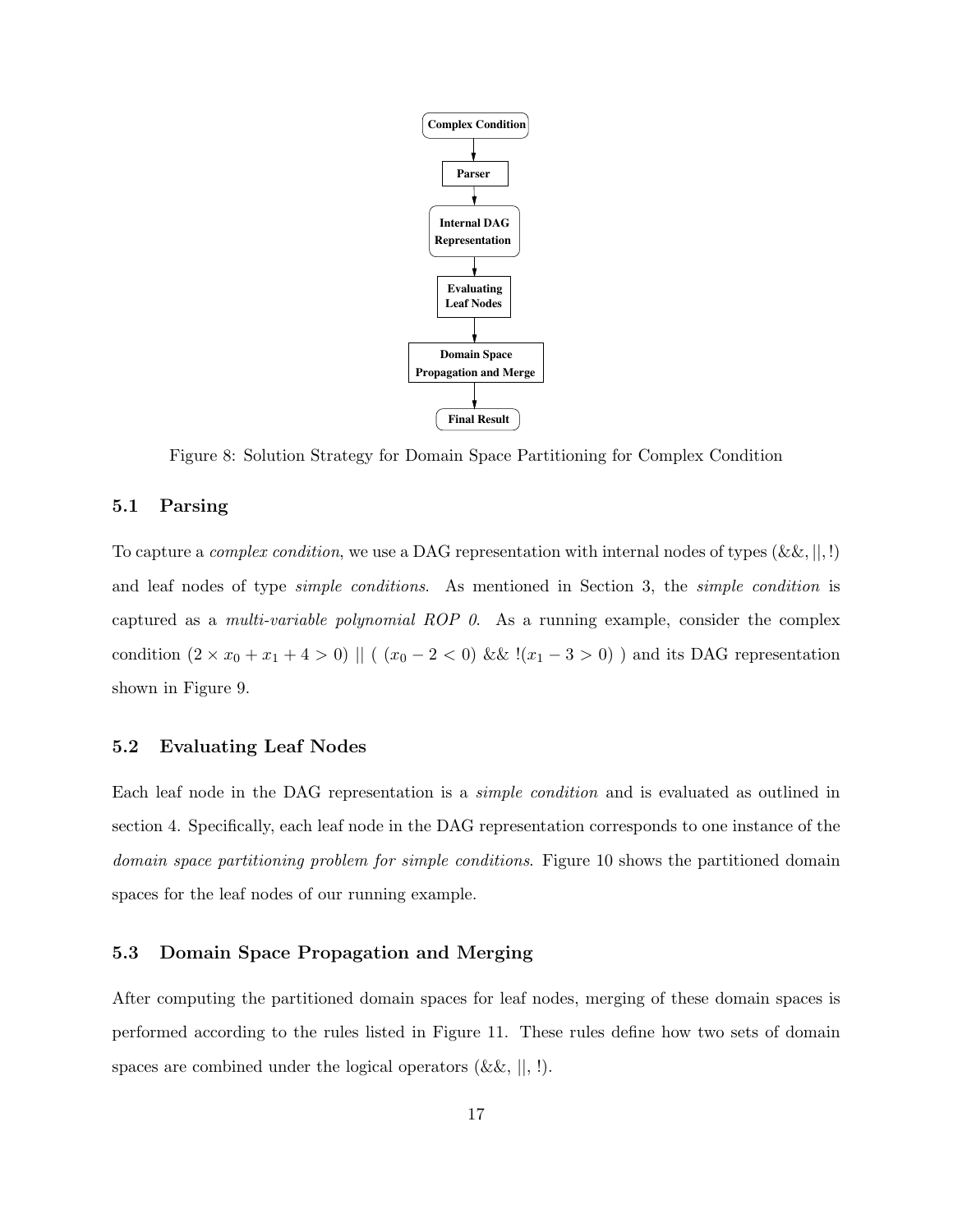Figure 8: Solution Strategy for Domain Space Partitioning for Complex Condition

### 5.1 Parsing

To capture a *complex condition*, we use a DAG representation with internal nodes of types (&&, ||, !) and leaf nodes of type *simple conditions*. As mentioned in Section 3, the *simple condition* is captured as a *multi-variable polynomial ROP 0*. As a running example, consider the complex condition $(2 \times x_0 + x_1 + 4 > 0)$ || ( $(x_0 - 2 < 0)$ && !$(x_1 - 3 > 0)$ ) and its DAG representation shown in Figure 9.

### 5.2 Evaluating Leaf Nodes

Each leaf node in the DAG representation is a *simple condition* and is evaluated as outlined in section 4. Specifically, each leaf node in the DAG representation corresponds to one instance of the *domain space partitioning problem for simple conditions*. Figure 10 shows the partitioned domain spaces for the leaf nodes of our running example.

### 5.3 Domain Space Propagation and Merging

After computing the partitioned domain spaces for leaf nodes, merging of these domain spaces is performed according to the rules listed in Figure 11. These rules define how two sets of domain spaces are combined under the logical operators (&&, ||, !).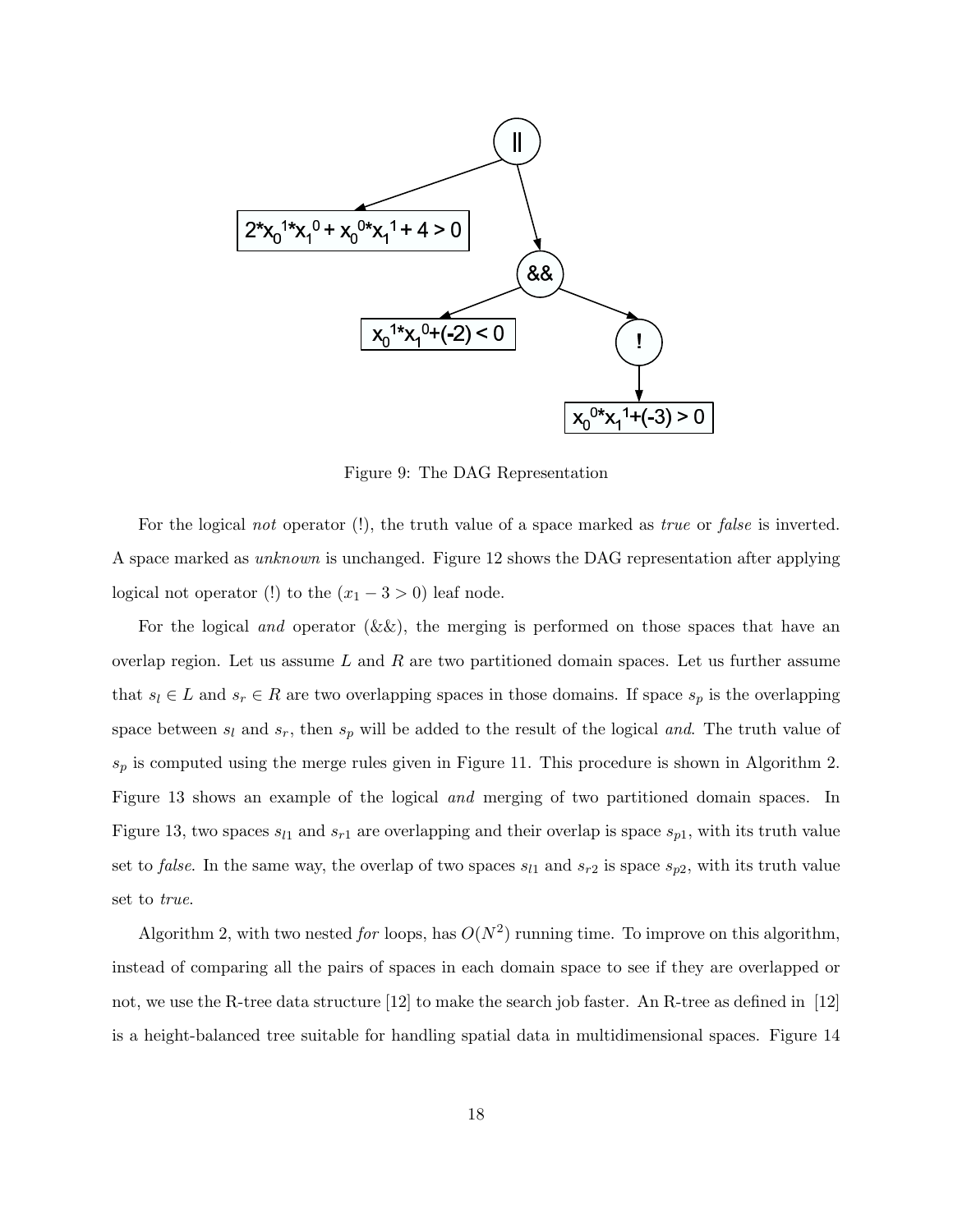Figure 9: The DAG Representation

For the logical *not* operator (!), the truth value of a space marked as *true* or *false* is inverted. A space marked as *unknown* is unchanged. Figure 12 shows the DAG representation after applying logical not operator (!) to the $(x_1 - 3 > 0)$ leaf node.

For the logical *and* operator (&&), the merging is performed on those spaces that have an overlap region. Let us assume $L$ and $R$ are two partitioned domain spaces. Let us further assume that $s_l \in L$ and $s_r \in R$ are two overlapping spaces in those domains. If space $s_p$ is the overlapping space between $s_l$ and $s_r$, then $s_p$ will be added to the result of the logical *and*. The truth value of $s_p$ is computed using the merge rules given in Figure 11. This procedure is shown in Algorithm 2. Figure 13 shows an example of the logical *and* merging of two partitioned domain spaces. In Figure 13, two spaces $s_{l1}$ and $s_{r1}$ are overlapping and their overlap is space $s_{p1}$, with its truth value set to *false*. In the same way, the overlap of two spaces $s_{l1}$ and $s_{r2}$ is space $s_{p2}$, with its truth value set to *true*.

Algorithm 2, with two nested *for* loops, has $O(N^2)$ running time. To improve on this algorithm, instead of comparing all the pairs of spaces in each domain space to see if they are overlapped or not, we use the R-tree data structure [12] to make the search job faster. An R-tree as defined in [12] is a height-balanced tree suitable for handling spatial data in multidimensional spaces. Figure 14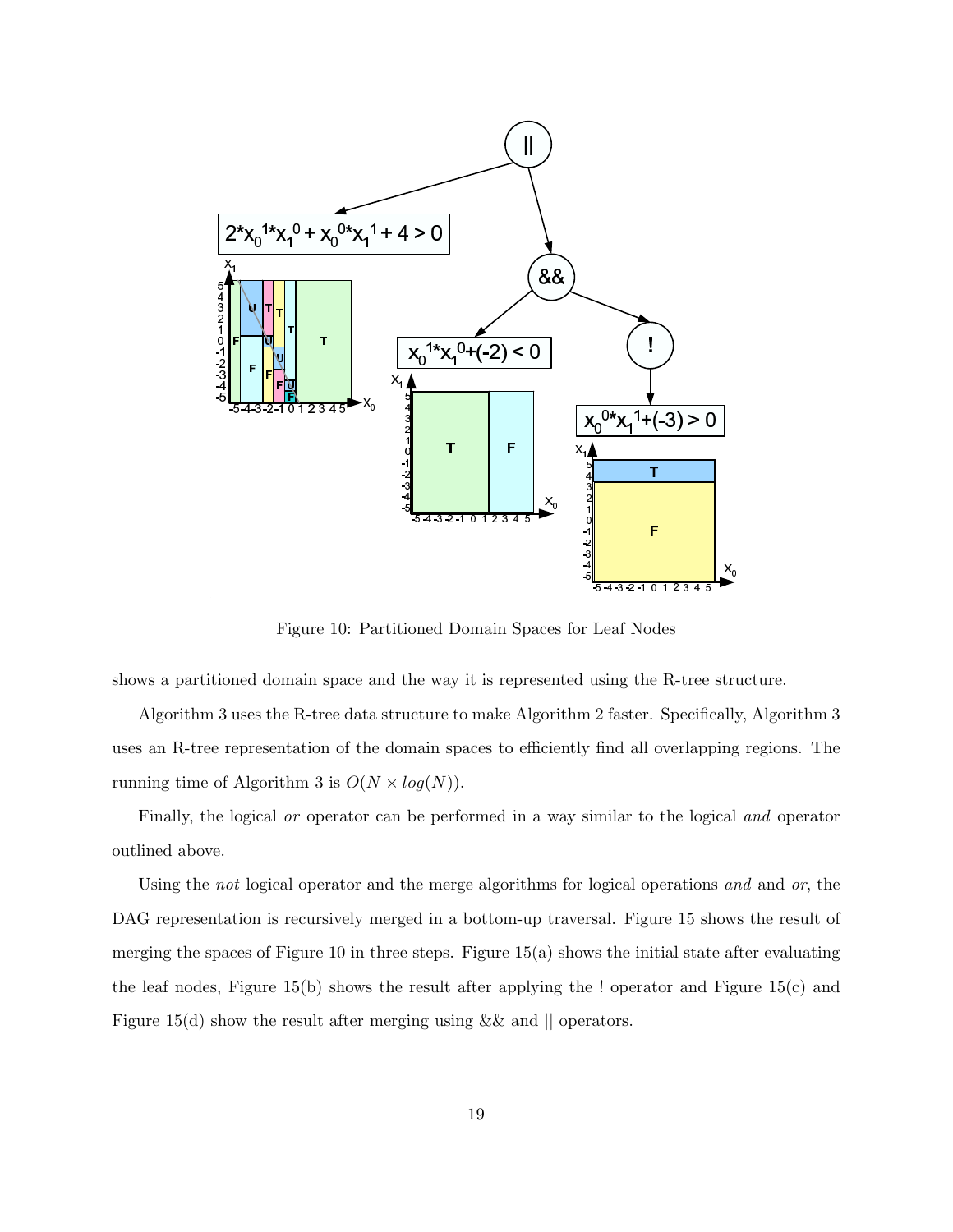Figure 10: Partitioned Domain Spaces for Leaf Nodes

shows a partitioned domain space and the way it is represented using the R-tree structure.

Algorithm 3 uses the R-tree data structure to make Algorithm 2 faster. Specifically, Algorithm 3 uses an R-tree representation of the domain spaces to efficiently find all overlapping regions. The running time of Algorithm 3 is $O(N \times log(N))$.

Finally, the logical *or* operator can be performed in a way similar to the logical *and* operator outlined above.

Using the *not* logical operator and the merge algorithms for logical operations *and* and *or*, the DAG representation is recursively merged in a bottom-up traversal. Figure 15 shows the result of merging the spaces of Figure 10 in three steps. Figure 15(a) shows the initial state after evaluating the leaf nodes, Figure 15(b) shows the result after applying the ! operator and Figure 15(c) and Figure 15(d) show the result after merging using && and || operators.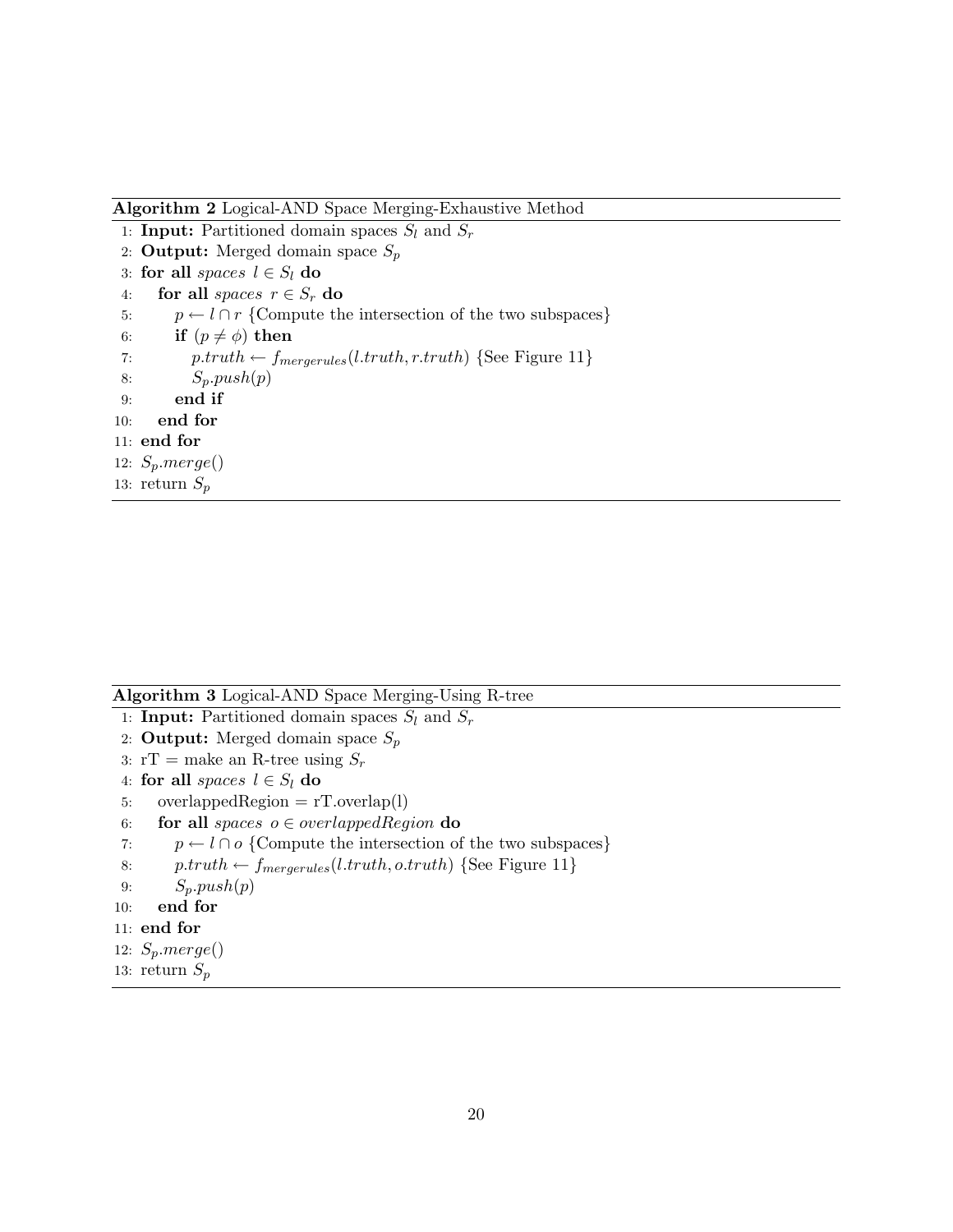**Algorithm 2** Logical-AND Space Merging-Exhaustive Method

1: **Input:** Partitioned domain spaces $S_l$ and $S_r$
2: **Output:** Merged domain space $S_p$
3: **for all** *spaces* $l \in S_l$ **do**
4: &nbsp;&nbsp;&nbsp;&nbsp;**for all** *spaces* $r \in S_r$ **do**
5: &nbsp;&nbsp;&nbsp;&nbsp;&nbsp;&nbsp;&nbsp;&nbsp;$p \leftarrow l \cap r$ {Compute the intersection of the two subspaces}
6: &nbsp;&nbsp;&nbsp;&nbsp;&nbsp;&nbsp;&nbsp;&nbsp;**if** $(p \neq \phi)$ **then**
7: &nbsp;&nbsp;&nbsp;&nbsp;&nbsp;&nbsp;&nbsp;&nbsp;&nbsp;&nbsp;&nbsp;&nbsp;$p.truth \leftarrow f_{mergerules}(l.truth, r.truth)$ {See Figure 11}
8: &nbsp;&nbsp;&nbsp;&nbsp;&nbsp;&nbsp;&nbsp;&nbsp;&nbsp;&nbsp;&nbsp;&nbsp;$S_p.push(p)$
9: &nbsp;&nbsp;&nbsp;&nbsp;&nbsp;&nbsp;&nbsp;&nbsp;**end if**
10: &nbsp;&nbsp;&nbsp;&nbsp;**end for**
11: **end for**
12: $S_p.merge()$
13: return $S_p$

**Algorithm 3** Logical-AND Space Merging-Using R-tree

1: **Input:** Partitioned domain spaces $S_l$ and $S_r$
2: **Output:** Merged domain space $S_p$
3: rT = make an R-tree using $S_r$
4: **for all** *spaces* $l \in S_l$ **do**
5: &nbsp;&nbsp;&nbsp;&nbsp;overlappedRegion = rT.overlap(l)
6: &nbsp;&nbsp;&nbsp;&nbsp;**for all** *spaces* $o \in overlappedRegion$ **do**
7: &nbsp;&nbsp;&nbsp;&nbsp;&nbsp;&nbsp;&nbsp;&nbsp;$p \leftarrow l \cap o$ {Compute the intersection of the two subspaces}
8: &nbsp;&nbsp;&nbsp;&nbsp;&nbsp;&nbsp;&nbsp;&nbsp;$p.truth \leftarrow f_{mergerules}(l.truth, o.truth)$ {See Figure 11}
9: &nbsp;&nbsp;&nbsp;&nbsp;&nbsp;&nbsp;&nbsp;&nbsp;$S_p.push(p)$
10: &nbsp;&nbsp;&nbsp;&nbsp;**end for**
11: **end for**
12: $S_p.merge()$
13: return $S_p$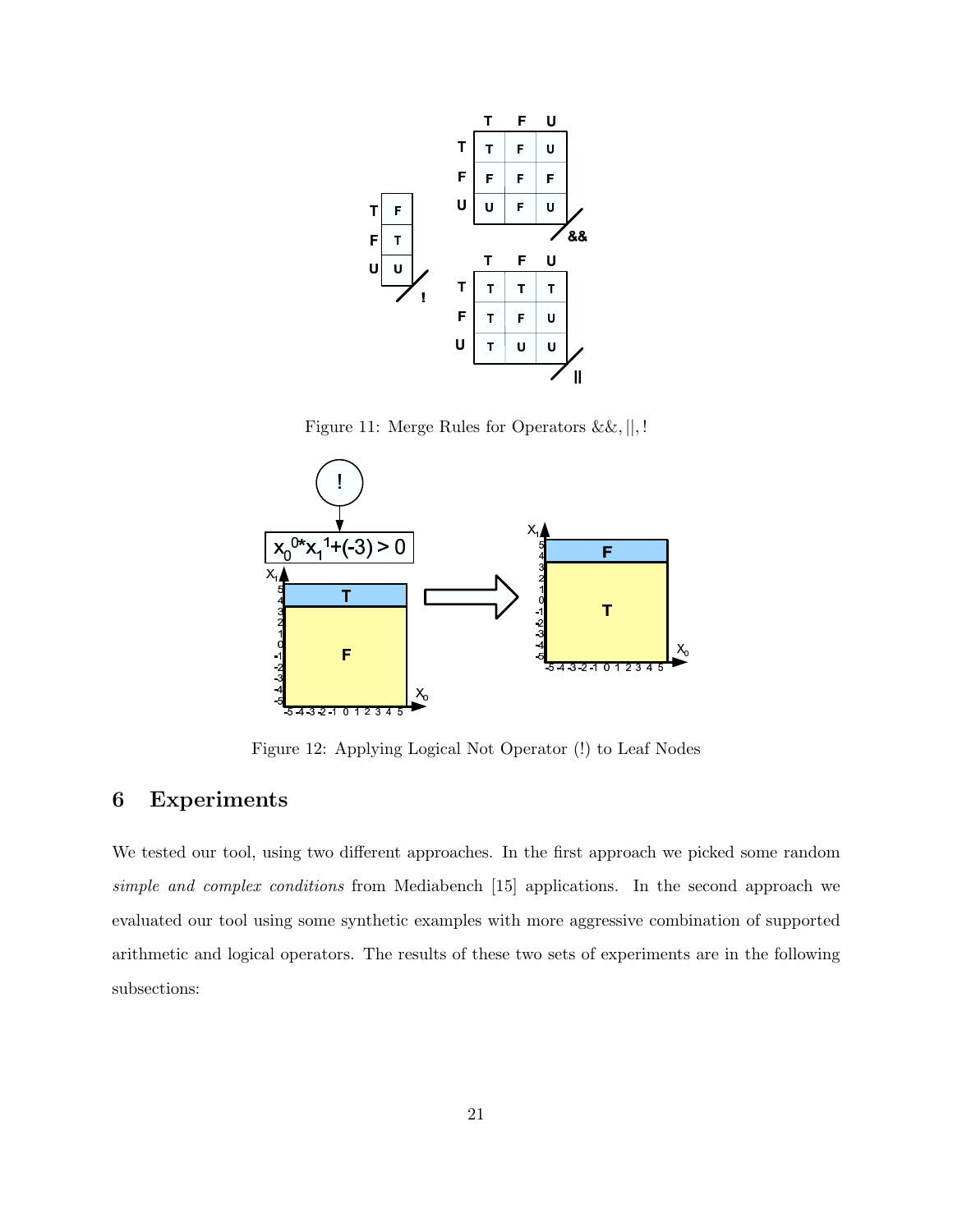Figure 11: Merge Rules for Operators &&, ||, !

Figure 12: Applying Logical Not Operator (!) to Leaf Nodes

## 6 Experiments

We tested our tool, using two different approaches. In the first approach we picked some random *simple and complex conditions* from Mediabench [15] applications. In the second approach we evaluated our tool using some synthetic examples with more aggressive combination of supported arithmetic and logical operators. The results of these two sets of experiments are in the following subsections: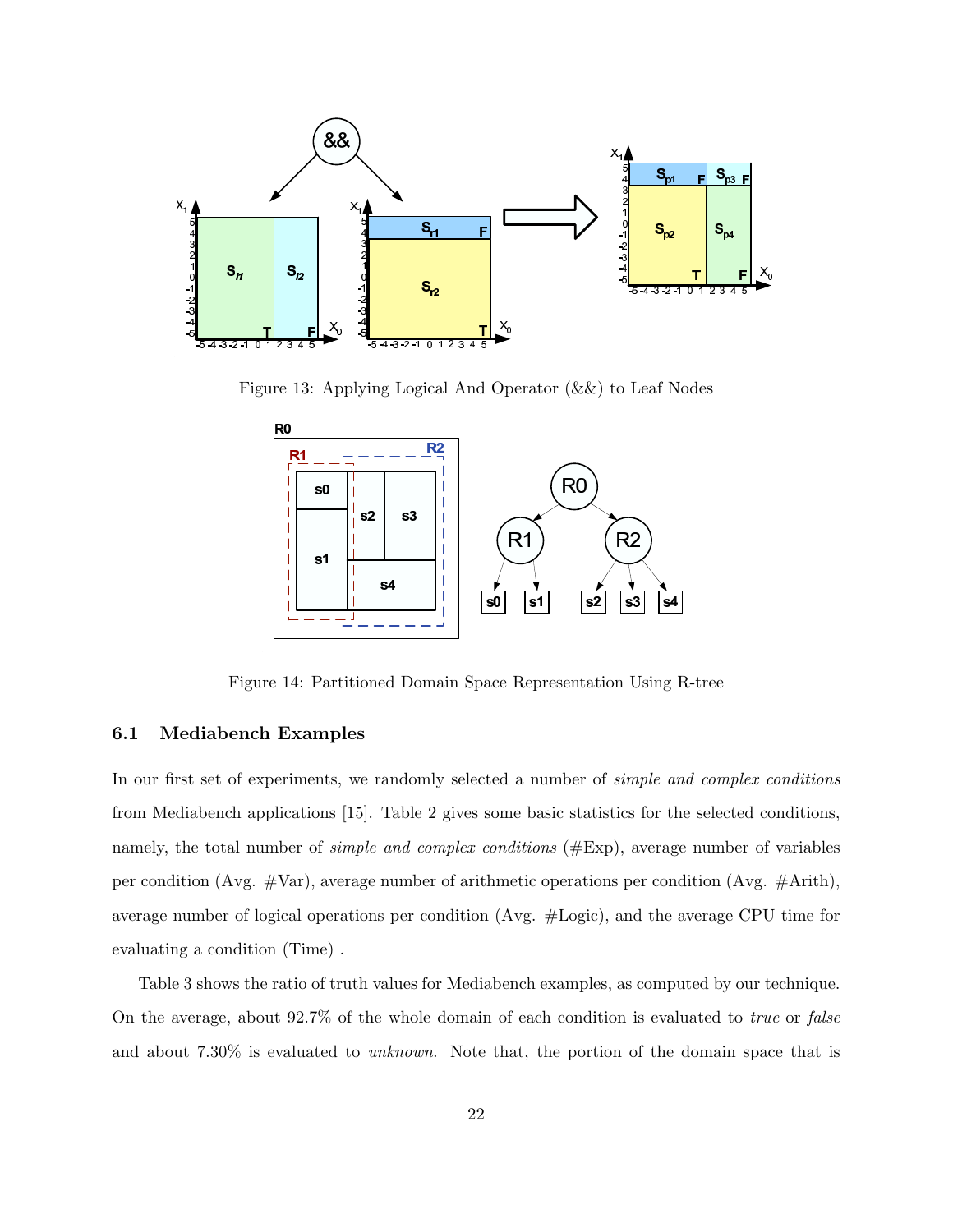Figure 13: Applying Logical And Operator (&&) to Leaf Nodes

Figure 14: Partitioned Domain Space Representation Using R-tree

### 6.1 Mediabench Examples

In our first set of experiments, we randomly selected a number of *simple and complex conditions* from Mediabench applications [15]. Table 2 gives some basic statistics for the selected conditions, namely, the total number of *simple and complex conditions* (#Exp), average number of variables per condition (Avg. #Var), average number of arithmetic operations per condition (Avg. #Arith), average number of logical operations per condition (Avg. #Logic), and the average CPU time for evaluating a condition (Time) .

Table 3 shows the ratio of truth values for Mediabench examples, as computed by our technique. On the average, about 92.7% of the whole domain of each condition is evaluated to *true* or *false* and about 7.30% is evaluated to *unknown*. Note that, the portion of the domain space that is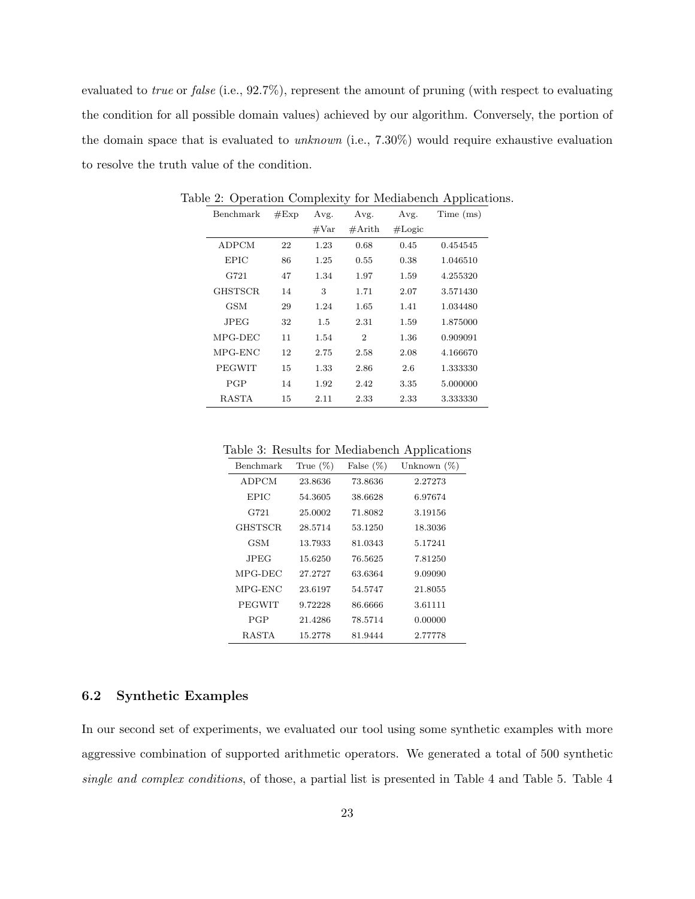evaluated to *true* or *false* (i.e., 92.7%), represent the amount of pruning (with respect to evaluating the condition for all possible domain values) achieved by our algorithm. Conversely, the portion of the domain space that is evaluated to *unknown* (i.e., 7.30%) would require exhaustive evaluation to resolve the truth value of the condition.

Table 2: Operation Complexity for Mediabench Applications.

| Benchmark | #Exp | Avg. #Var | Avg. #Arith | Avg. #Logic | Time (ms) |
|---|---|---|---|---|---|
| ADPCM | 22 | 1.23 | 0.68 | 0.45 | 0.454545 |
| EPIC | 86 | 1.25 | 0.55 | 0.38 | 1.046510 |
| G721 | 47 | 1.34 | 1.97 | 1.59 | 4.255320 |
| GHSTSCR | 14 | 3 | 1.71 | 2.07 | 3.571430 |
| GSM | 29 | 1.24 | 1.65 | 1.41 | 1.034480 |
| JPEG | 32 | 1.5 | 2.31 | 1.59 | 1.875000 |
| MPG-DEC | 11 | 1.54 | 2 | 1.36 | 0.909091 |
| MPG-ENC | 12 | 2.75 | 2.58 | 2.08 | 4.166670 |
| PEGWIT | 15 | 1.33 | 2.86 | 2.6 | 1.333330 |
| PGP | 14 | 1.92 | 2.42 | 3.35 | 5.000000 |
| RASTA | 15 | 2.11 | 2.33 | 2.33 | 3.333330 |

Table 3: Results for Mediabench Applications

| Benchmark | True (%) | False (%) | Unknown (%) |
|---|---|---|---|
| ADPCM | 23.8636 | 73.8636 | 2.27273 |
| EPIC | 54.3605 | 38.6628 | 6.97674 |
| G721 | 25.0002 | 71.8082 | 3.19156 |
| GHSTSCR | 28.5714 | 53.1250 | 18.3036 |
| GSM | 13.7933 | 81.0343 | 5.17241 |
| JPEG | 15.6250 | 76.5625 | 7.81250 |
| MPG-DEC | 27.2727 | 63.6364 | 9.09090 |
| MPG-ENC | 23.6197 | 54.5747 | 21.8055 |
| PEGWIT | 9.72228 | 86.6666 | 3.61111 |
| PGP | 21.4286 | 78.5714 | 0.00000 |
| RASTA | 15.2778 | 81.9444 | 2.77778 |

### 6.2 Synthetic Examples

In our second set of experiments, we evaluated our tool using some synthetic examples with more aggressive combination of supported arithmetic operators. We generated a total of 500 synthetic *single and complex conditions*, of those, a partial list is presented in Table 4 and Table 5. Table 4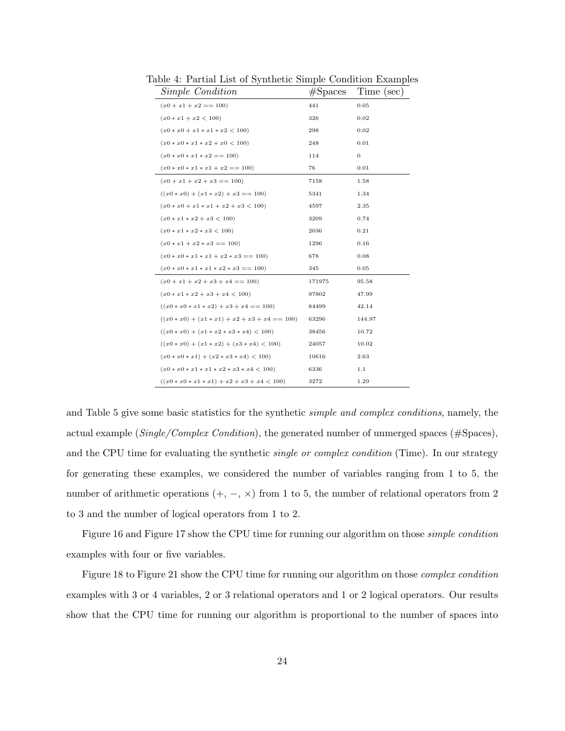Table 4: Partial List of Synthetic Simple Condition Examples

| *Simple Condition* | #Spaces | Time (sec) |
|---|---|---|
| $(x0 + x1 + x2 == 100)$ | 441 | 0.05 |
| $(x0 * x1 + x2 < 100)$ | 326 | 0.02 |
| $(x0 * x0 + x1 * x1 * x2 < 100)$ | 298 | 0.02 |
| $(x0 * x0 * x1 * x2 + x0 < 100)$ | 248 | 0.01 |
| $(x0 * x0 * x1 * x2 == 100)$ | 114 | 0 |
| $(x0 * x0 * x1 * x1 + x2 == 100)$ | 76 | 0.01 |
| $(x0 + x1 + x2 + x3 == 100)$ | 7158 | 1.58 |
| $((x0 * x0) + (x1 * x2) + x3 == 100)$ | 5341 | 1.34 |
| $(x0 * x0 + x1 * x1 + x2 + x3 < 100)$ | 4597 | 2.35 |
| $(x0 * x1 * x2 + x3 < 100)$ | 3209 | 0.74 |
| $(x0 * x1 * x2 * x3 < 100)$ | 2036 | 0.21 |
| $(x0 * x1 + x2 * x3 == 100)$ | 1296 | 0.16 |
| $(x0 * x0 * x1 * x1 + x2 * x3 == 100)$ | 678 | 0.08 |
| $(x0 * x0 * x1 * x1 * x2 * x3 == 100)$ | 345 | 0.05 |
| $(x0 + x1 + x2 + x3 + x4 == 100)$ | 171975 | 95.58 |
| $(x0 * x1 * x2 + x3 + x4 < 100)$ | 97802 | 47.99 |
| $((x0 * x0 * x1 * x2) + x3 + x4 == 100)$ | 84499 | 42.14 |
| $((x0 * x0) + (x1 * x1) + x2 + x3 + x4 == 100)$ | 63296 | 144.97 |
| $((x0 * x0) + (x1 * x2 * x3 * x4) < 100)$ | 38456 | 10.72 |
| $((x0 * x0) + (x1 * x2) + (x3 * x4) < 100)$ | 24057 | 10.02 |
| $(x0 * x0 * x1) + (x2 * x3 * x4) < 100)$ | 10616 | 2.63 |
| $(x0 * x0 * x1 * x1 * x2 * x3 * x4 < 100)$ | 6336 | 1.1 |
| $((x0 * x0 * x1 * x1) + x2 + x3 + x4 < 100)$ | 3272 | 1.29 |

and Table 5 give some basic statistics for the synthetic *simple and complex conditions*, namely, the actual example (*Single/Complex Condition*), the generated number of unmerged spaces (#Spaces), and the CPU time for evaluating the synthetic *single or complex condition* (Time). In our strategy for generating these examples, we considered the number of variables ranging from 1 to 5, the number of arithmetic operations ($+$, $-$, $\times$) from 1 to 5, the number of relational operators from 2 to 3 and the number of logical operators from 1 to 2.

Figure 16 and Figure 17 show the CPU time for running our algorithm on those *simple condition* examples with four or five variables.

Figure 18 to Figure 21 show the CPU time for running our algorithm on those *complex condition* examples with 3 or 4 variables, 2 or 3 relational operators and 1 or 2 logical operators. Our results show that the CPU time for running our algorithm is proportional to the number of spaces into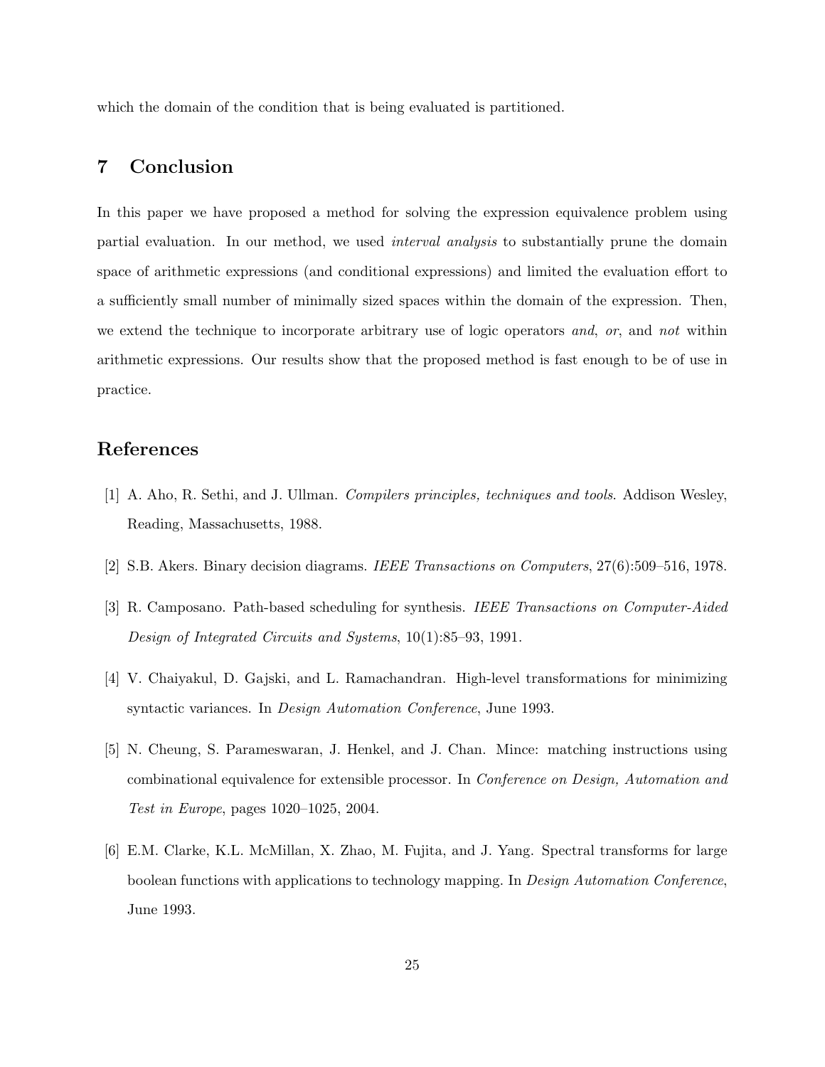which the domain of the condition that is being evaluated is partitioned.

## 7 Conclusion

In this paper we have proposed a method for solving the expression equivalence problem using partial evaluation. In our method, we used *interval analysis* to substantially prune the domain space of arithmetic expressions (and conditional expressions) and limited the evaluation effort to a sufficiently small number of minimally sized spaces within the domain of the expression. Then, we extend the technique to incorporate arbitrary use of logic operators *and*, *or*, and *not* within arithmetic expressions. Our results show that the proposed method is fast enough to be of use in practice.

## References

[1] A. Aho, R. Sethi, and J. Ullman. *Compilers principles, techniques and tools*. Addison Wesley, Reading, Massachusetts, 1988.

[2] S.B. Akers. Binary decision diagrams. *IEEE Transactions on Computers*, 27(6):509–516, 1978.

[3] R. Camposano. Path-based scheduling for synthesis. *IEEE Transactions on Computer-Aided Design of Integrated Circuits and Systems*, 10(1):85–93, 1991.

[4] V. Chaiyakul, D. Gajski, and L. Ramachandran. High-level transformations for minimizing syntactic variances. In *Design Automation Conference*, June 1993.

[5] N. Cheung, S. Parameswaran, J. Henkel, and J. Chan. Mince: matching instructions using combinational equivalence for extensible processor. In *Conference on Design, Automation and Test in Europe*, pages 1020–1025, 2004.

[6] E.M. Clarke, K.L. McMillan, X. Zhao, M. Fujita, and J. Yang. Spectral transforms for large boolean functions with applications to technology mapping. In *Design Automation Conference*, June 1993.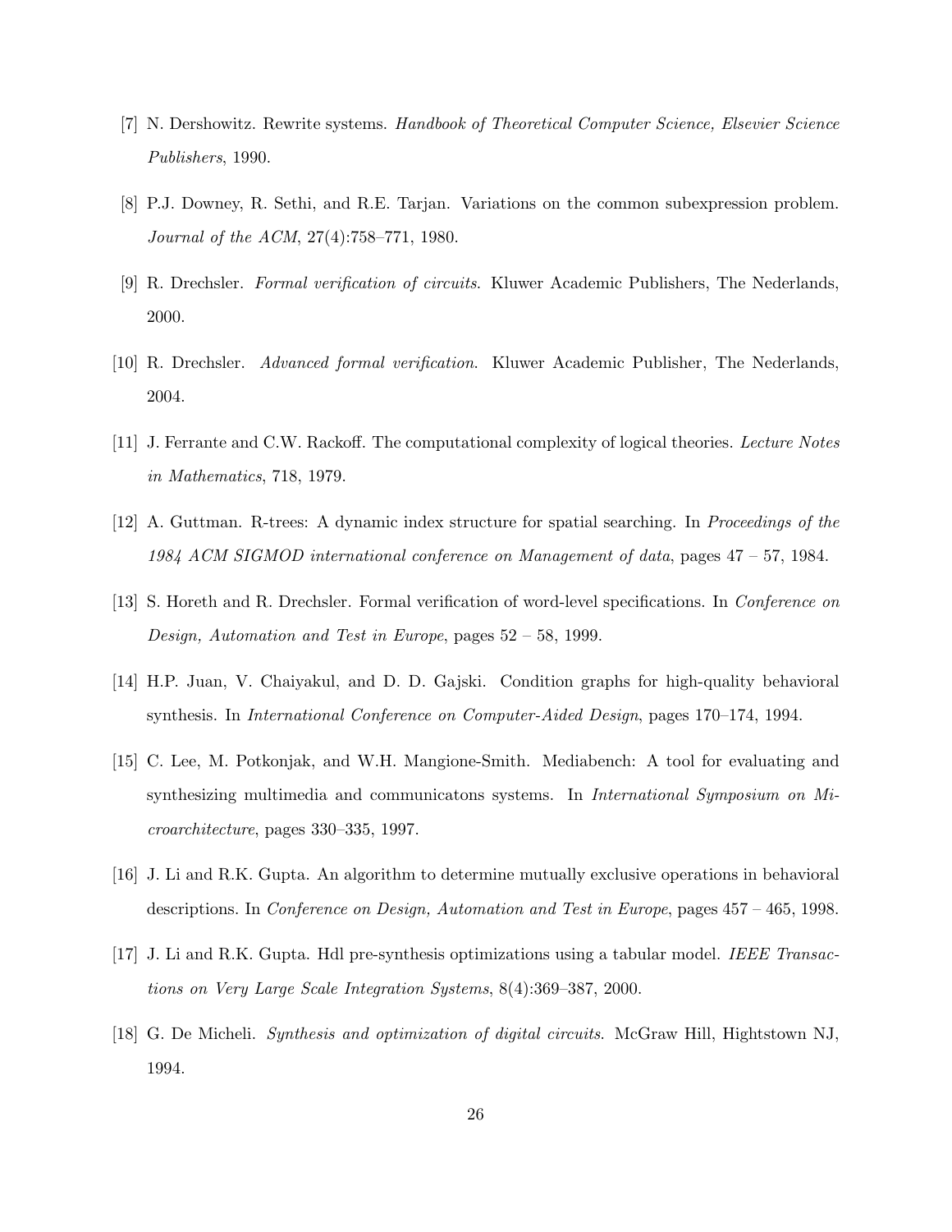[7] N. Dershowitz. Rewrite systems. *Handbook of Theoretical Computer Science, Elsevier Science Publishers*, 1990.

[8] P.J. Downey, R. Sethi, and R.E. Tarjan. Variations on the common subexpression problem. *Journal of the ACM*, 27(4):758–771, 1980.

[9] R. Drechsler. *Formal verification of circuits*. Kluwer Academic Publishers, The Nederlands, 2000.

[10] R. Drechsler. *Advanced formal verification*. Kluwer Academic Publisher, The Nederlands, 2004.

[11] J. Ferrante and C.W. Rackoff. The computational complexity of logical theories. *Lecture Notes in Mathematics*, 718, 1979.

[12] A. Guttman. R-trees: A dynamic index structure for spatial searching. In *Proceedings of the 1984 ACM SIGMOD international conference on Management of data*, pages 47 – 57, 1984.

[13] S. Horeth and R. Drechsler. Formal verification of word-level specifications. In *Conference on Design, Automation and Test in Europe*, pages 52 – 58, 1999.

[14] H.P. Juan, V. Chaiyakul, and D. D. Gajski. Condition graphs for high-quality behavioral synthesis. In *International Conference on Computer-Aided Design*, pages 170–174, 1994.

[15] C. Lee, M. Potkonjak, and W.H. Mangione-Smith. Mediabench: A tool for evaluating and synthesizing multimedia and communicatons systems. In *International Symposium on Microarchitecture*, pages 330–335, 1997.

[16] J. Li and R.K. Gupta. An algorithm to determine mutually exclusive operations in behavioral descriptions. In *Conference on Design, Automation and Test in Europe*, pages 457 – 465, 1998.

[17] J. Li and R.K. Gupta. Hdl pre-synthesis optimizations using a tabular model. *IEEE Transactions on Very Large Scale Integration Systems*, 8(4):369–387, 2000.

[18] G. De Micheli. *Synthesis and optimization of digital circuits*. McGraw Hill, Hightstown NJ, 1994.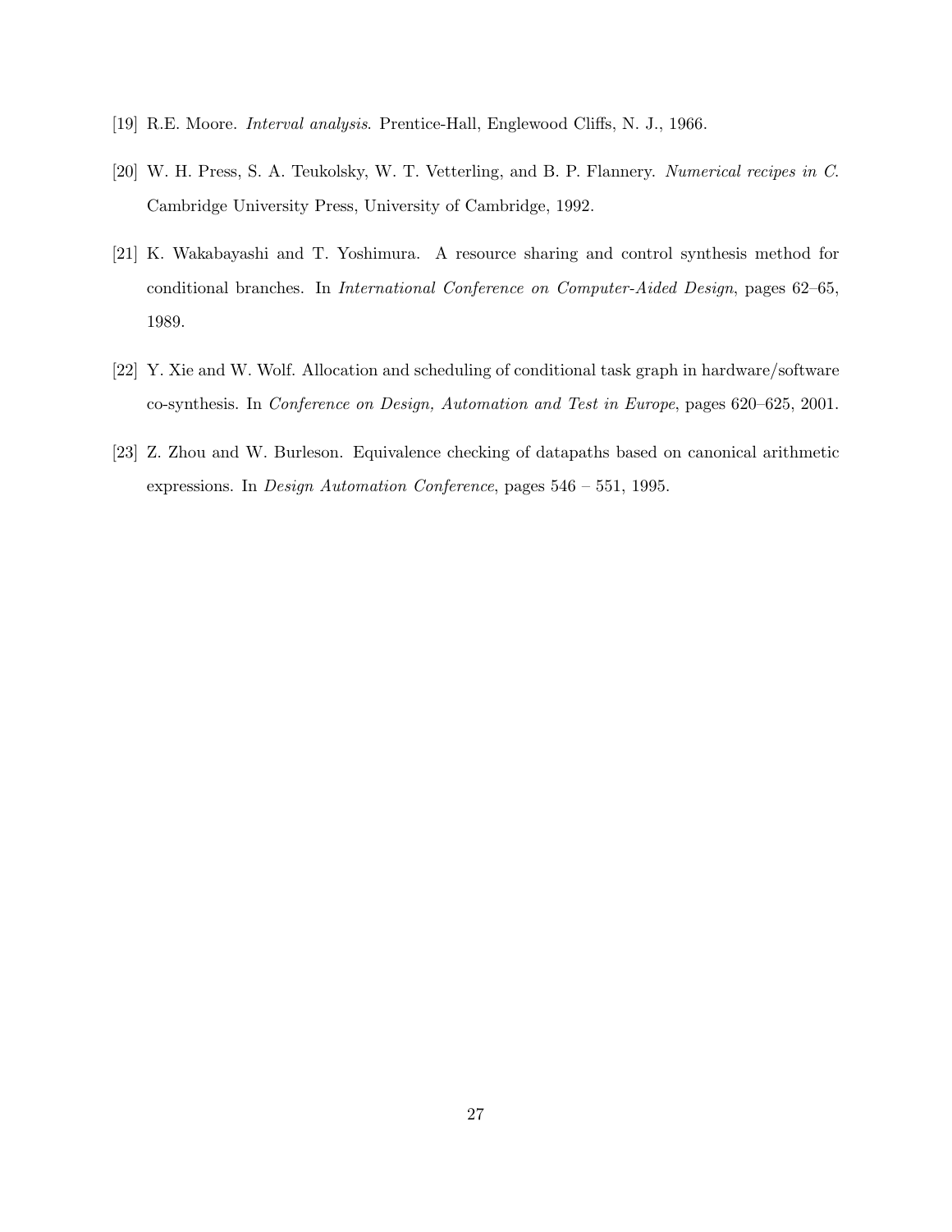[19] R.E. Moore. *Interval analysis*. Prentice-Hall, Englewood Cliffs, N. J., 1966.

[20] W. H. Press, S. A. Teukolsky, W. T. Vetterling, and B. P. Flannery. *Numerical recipes in C*. Cambridge University Press, University of Cambridge, 1992.

[21] K. Wakabayashi and T. Yoshimura. A resource sharing and control synthesis method for conditional branches. In *International Conference on Computer-Aided Design*, pages 62–65, 1989.

[22] Y. Xie and W. Wolf. Allocation and scheduling of conditional task graph in hardware/software co-synthesis. In *Conference on Design, Automation and Test in Europe*, pages 620–625, 2001.

[23] Z. Zhou and W. Burleson. Equivalence checking of datapaths based on canonical arithmetic expressions. In *Design Automation Conference*, pages 546 – 551, 1995.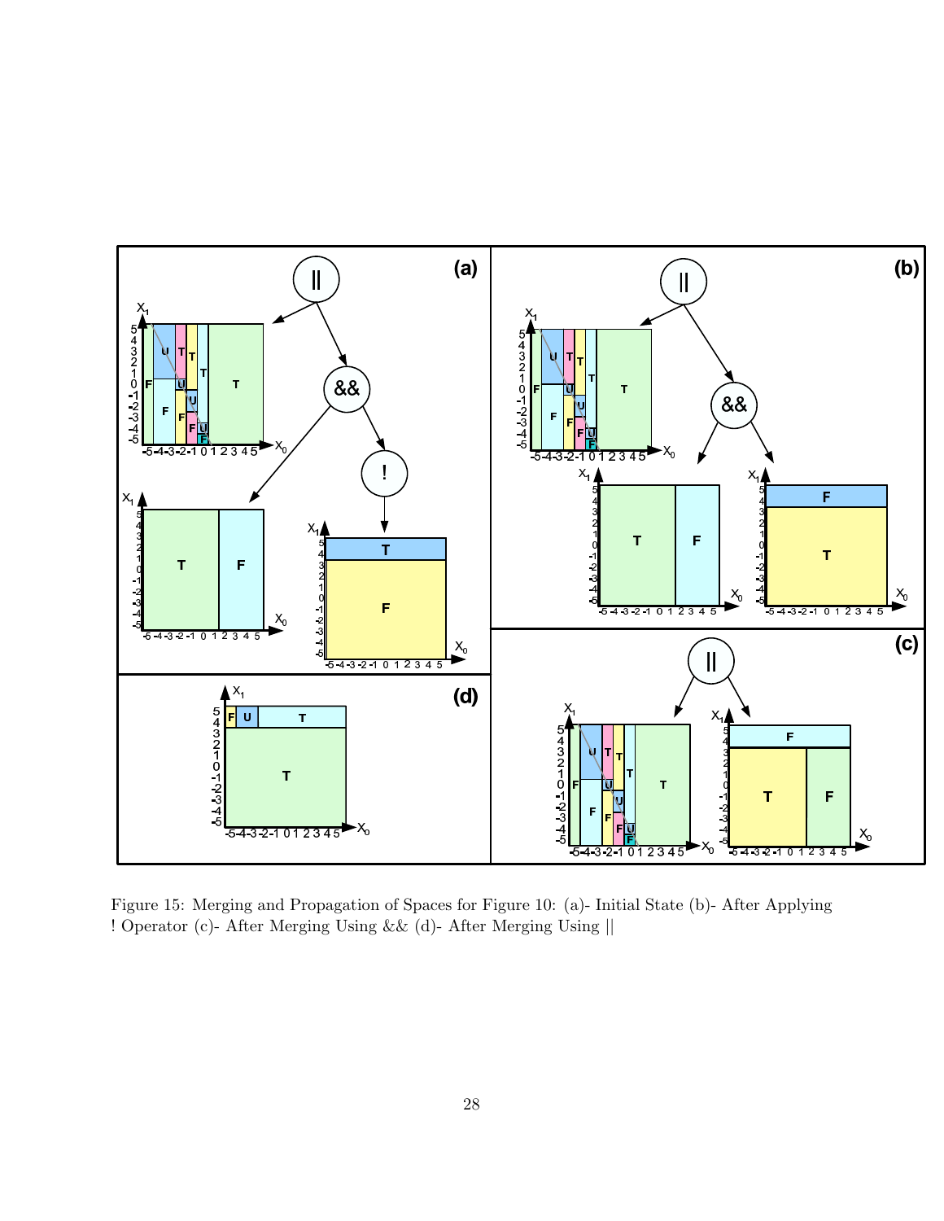Figure 15: Merging and Propagation of Spaces for Figure 10: (a)- Initial State (b)- After Applying ! Operator (c)- After Merging Using && (d)- After Merging Using ||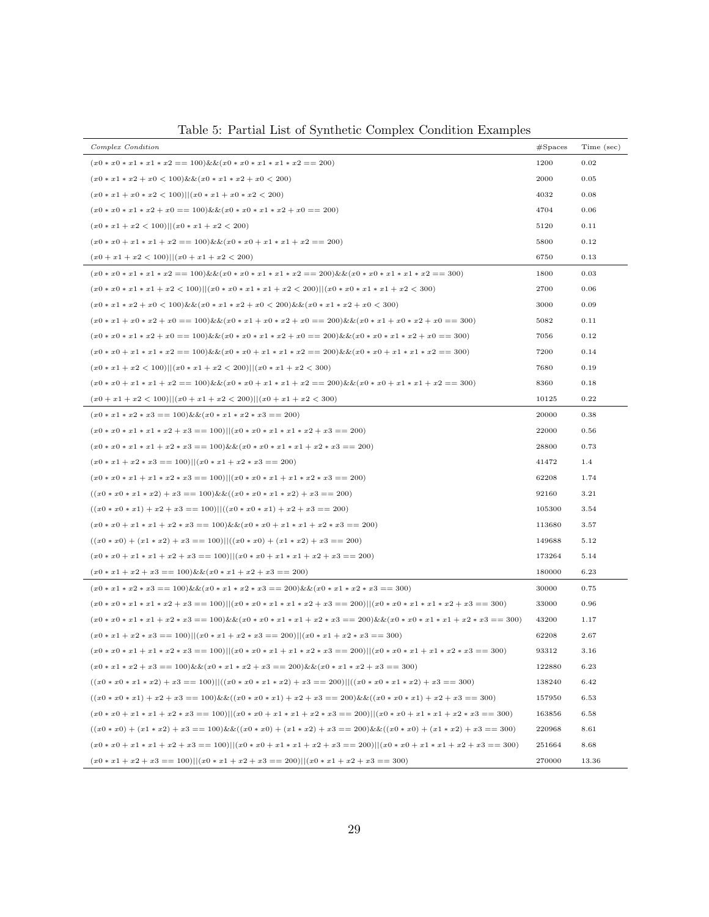Table 5: Partial List of Synthetic Complex Condition Examples

| *Complex Condition* | #Spaces | Time (sec) |
|---|---|---|
| (x0 * x0 * x1 * x1 * x2 == 100)&&(x0 * x0 * x1 * x1 * x2 == 200) | 1200 | 0.02 |
| (x0 * x1 * x2 + x0 < 100)&&(x0 * x1 * x2 + x0 < 200) | 2000 | 0.05 |
| (x0 * x1 + x0 * x2 < 100)\|\|(x0 * x1 + x0 * x2 < 200) | 4032 | 0.08 |
| (x0 * x0 * x1 * x2 + x0 == 100)&&(x0 * x0 * x1 * x2 + x0 == 200) | 4704 | 0.06 |
| (x0 * x1 + x2 < 100)\|\|(x0 * x1 + x2 < 200) | 5120 | 0.11 |
| (x0 * x0 + x1 * x1 + x2 == 100)&&(x0 * x0 + x1 * x1 + x2 == 200) | 5800 | 0.12 |
| (x0 + x1 + x2 < 100)\|\|(x0 + x1 + x2 < 200) | 6750 | 0.13 |
| (x0 * x0 * x1 * x1 * x2 == 100)&&(x0 * x0 * x1 * x1 * x2 == 200)&&(x0 * x0 * x1 * x1 * x2 == 300) | 1800 | 0.03 |
| (x0 * x0 * x1 * x1 + x2 < 100)\|\|(x0 * x0 * x1 * x1 + x2 < 200)\|\|(x0 * x0 * x1 * x1 + x2 < 300) | 2700 | 0.06 |
| (x0 * x1 * x2 + x0 < 100)&&(x0 * x1 * x2 + x0 < 200)&&(x0 * x1 * x2 + x0 < 300) | 3000 | 0.09 |
| (x0 * x1 + x0 * x2 + x0 == 100)&&(x0 * x1 + x0 * x2 + x0 == 200)&&(x0 * x1 + x0 * x2 + x0 == 300) | 5082 | 0.11 |
| (x0 * x0 * x1 * x2 + x0 == 100)&&(x0 * x0 * x1 * x2 + x0 == 200)&&(x0 * x0 * x1 * x2 + x0 == 300) | 7056 | 0.12 |
| (x0 * x0 + x1 * x1 * x2 == 100)&&(x0 * x0 + x1 * x1 * x2 == 200)&&(x0 * x0 + x1 * x1 * x2 == 300) | 7200 | 0.14 |
| (x0 * x1 + x2 < 100)\|\|(x0 * x1 + x2 < 200)\|\|(x0 * x1 + x2 < 300) | 7680 | 0.19 |
| (x0 * x0 + x1 * x1 + x2 == 100)&&(x0 * x0 + x1 * x1 + x2 == 200)&&(x0 * x0 + x1 * x1 + x2 == 300) | 8360 | 0.18 |
| (x0 + x1 + x2 < 100)\|\|(x0 + x1 + x2 < 200)\|\|(x0 + x1 + x2 < 300) | 10125 | 0.22 |
| (x0 * x1 * x2 * x3 == 100)&&(x0 * x1 * x2 * x3 == 200) | 20000 | 0.38 |
| (x0 * x0 * x1 * x1 * x2 + x3 == 100)\|\|(x0 * x0 * x1 * x1 * x2 + x3 == 200) | 22000 | 0.56 |
| (x0 * x0 * x1 * x1 + x2 * x3 == 100)&&(x0 * x0 * x1 * x1 + x2 * x3 == 200) | 28800 | 0.73 |
| (x0 * x1 + x2 * x3 == 100)\|\|(x0 * x1 + x2 * x3 == 200) | 41472 | 1.4 |
| (x0 * x0 * x1 + x1 * x2 * x3 == 100)\|\|(x0 * x0 * x1 + x1 * x2 * x3 == 200) | 62208 | 1.74 |
| ((x0 * x0 * x1 * x2) + x3 == 100)&&((x0 * x0 * x1 * x2) + x3 == 200) | 92160 | 3.21 |
| ((x0 * x0 * x1) + x2 + x3 == 100)\|\|((x0 * x0 * x1) + x2 + x3 == 200) | 105300 | 3.54 |
| (x0 * x0 + x1 * x1 + x2 * x3 == 100)&&(x0 * x0 + x1 * x1 + x2 * x3 == 200) | 113680 | 3.57 |
| ((x0 * x0) + (x1 * x2) + x3 == 100)\|\|((x0 * x0) + (x1 * x2) + x3 == 200) | 149688 | 5.12 |
| (x0 * x0 + x1 * x1 + x2 + x3 == 100)\|\|(x0 * x0 + x1 * x1 + x2 + x3 == 200) | 173264 | 5.14 |
| (x0 * x1 + x2 + x3 == 100)&&(x0 * x1 + x2 + x3 == 200) | 180000 | 6.23 |
| (x0 * x1 * x2 * x3 == 100)&&(x0 * x1 * x2 * x3 == 200)&&(x0 * x1 * x2 * x3 == 300) | 30000 | 0.75 |
| (x0 * x0 * x1 * x1 * x2 + x3 == 100)\|\|(x0 * x0 * x1 * x1 * x2 + x3 == 200)\|\|(x0 * x0 * x1 * x1 * x2 + x3 == 300) | 33000 | 0.96 |
| (x0 * x0 * x1 * x1 + x2 * x3 == 100)&&(x0 * x0 * x1 * x1 + x2 * x3 == 200)&&(x0 * x0 * x1 * x1 + x2 * x3 == 300) | 43200 | 1.17 |
| (x0 * x1 + x2 * x3 == 100)\|\|(x0 * x1 + x2 * x3 == 200)\|\|(x0 * x1 + x2 * x3 == 300) | 62208 | 2.67 |
| (x0 * x0 * x1 + x1 * x2 * x3 == 100)\|\|(x0 * x0 * x1 + x1 * x2 * x3 == 200)\|\|(x0 * x0 * x1 + x1 * x2 * x3 == 300) | 93312 | 3.16 |
| (x0 * x1 * x2 + x3 == 100)&&(x0 * x1 * x2 + x3 == 200)&&(x0 * x1 * x2 + x3 == 300) | 122880 | 6.23 |
| ((x0 * x0 * x1 * x2) + x3 == 100)\|\|((x0 * x0 * x1 * x2) + x3 == 200)\|\|((x0 * x0 * x1 * x2) + x3 == 300) | 138240 | 6.42 |
| ((x0 * x0 * x1) + x2 + x3 == 100)&&((x0 * x0 * x1) + x2 + x3 == 200)&&((x0 * x0 * x1) + x2 + x3 == 300) | 157950 | 6.53 |
| (x0 * x0 + x1 * x1 + x2 * x3 == 100)\|\|(x0 * x0 + x1 * x1 + x2 * x3 == 200)\|\|(x0 * x0 + x1 * x1 + x2 * x3 == 300) | 163856 | 6.58 |
| ((x0 * x0) + (x1 * x2) + x3 == 100)&&((x0 * x0) + (x1 * x2) + x3 == 200)&&((x0 * x0) + (x1 * x2) + x3 == 300) | 220968 | 8.61 |
| (x0 * x0 + x1 * x1 + x2 + x3 == 100)\|\|(x0 * x0 + x1 * x1 + x2 + x3 == 200)\|\|(x0 * x0 + x1 * x1 + x2 + x3 == 300) | 251664 | 8.68 |
| (x0 * x1 + x2 + x3 == 100)\|\|(x0 * x1 + x2 + x3 == 200)\|\|(x0 * x1 + x2 + x3 == 300) | 270000 | 13.36 |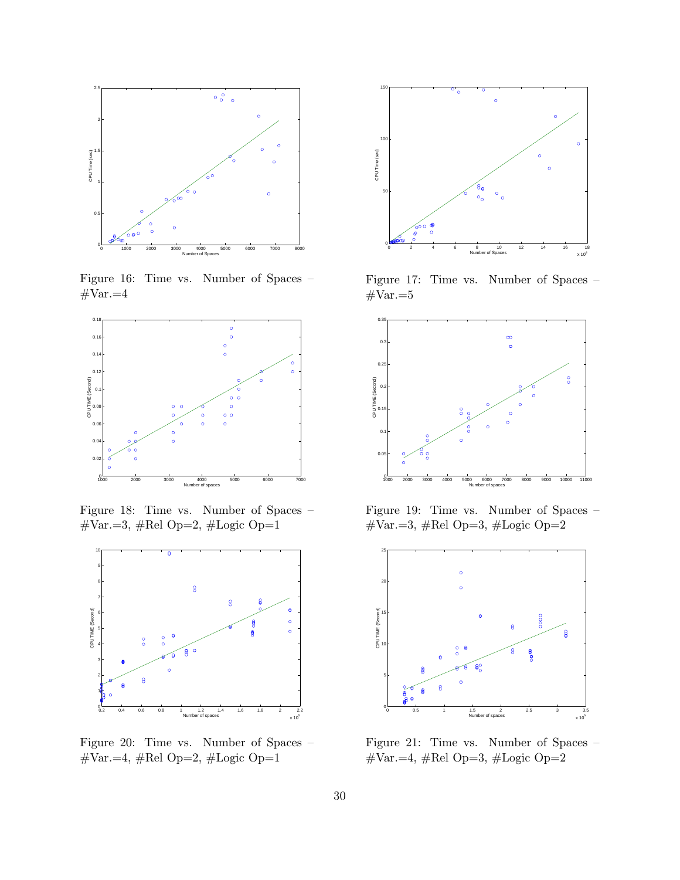2.5
2
1.5
1
0.5
0
CPU Time (sec)
0 1000 2000 3000 4000 5000 6000 7000 8000
Number of Spaces

Figure 16: Time vs. Number of Spaces – #Var.=4

150
100
50
0
CPU Time (sec)
0 2 4 6 8 10 12 14 16 18
Number of Spaces
x 10^4

Figure 17: Time vs. Number of Spaces – #Var.=5

0.18
0.16
0.14
0.12
0.1
0.08
0.06
0.04
0.02
0
CPU TIME (Second)
1000 2000 3000 4000 5000 6000 7000
Number of spaces

Figure 18: Time vs. Number of Spaces – #Var.=3, #Rel Op=2, #Logic Op=1

0.35
0.3
0.25
0.2
0.15
0.1
0.05
0
CPU TIME (Second)
1000 2000 3000 4000 5000 6000 7000 8000 9000 10000 11000
Number of spaces

Figure 19: Time vs. Number of Spaces – #Var.=3, #Rel Op=3, #Logic Op=2

10
9
8
7
6
5
4
3
2
1
0
CPU TIME (Second)
0.2 0.4 0.6 0.8 1 1.2 1.4 1.6 1.8 2 2.2
Number of spaces
x 10^5

Figure 20: Time vs. Number of Spaces – #Var.=4, #Rel Op=2, #Logic Op=1

25
20
15
10
5
0
CPU TIME (Second)
0 0.5 1 1.5 2 2.5 3 3.5
Number of spaces
x 10^5

Figure 21: Time vs. Number of Spaces – #Var.=4, #Rel Op=3, #Logic Op=2